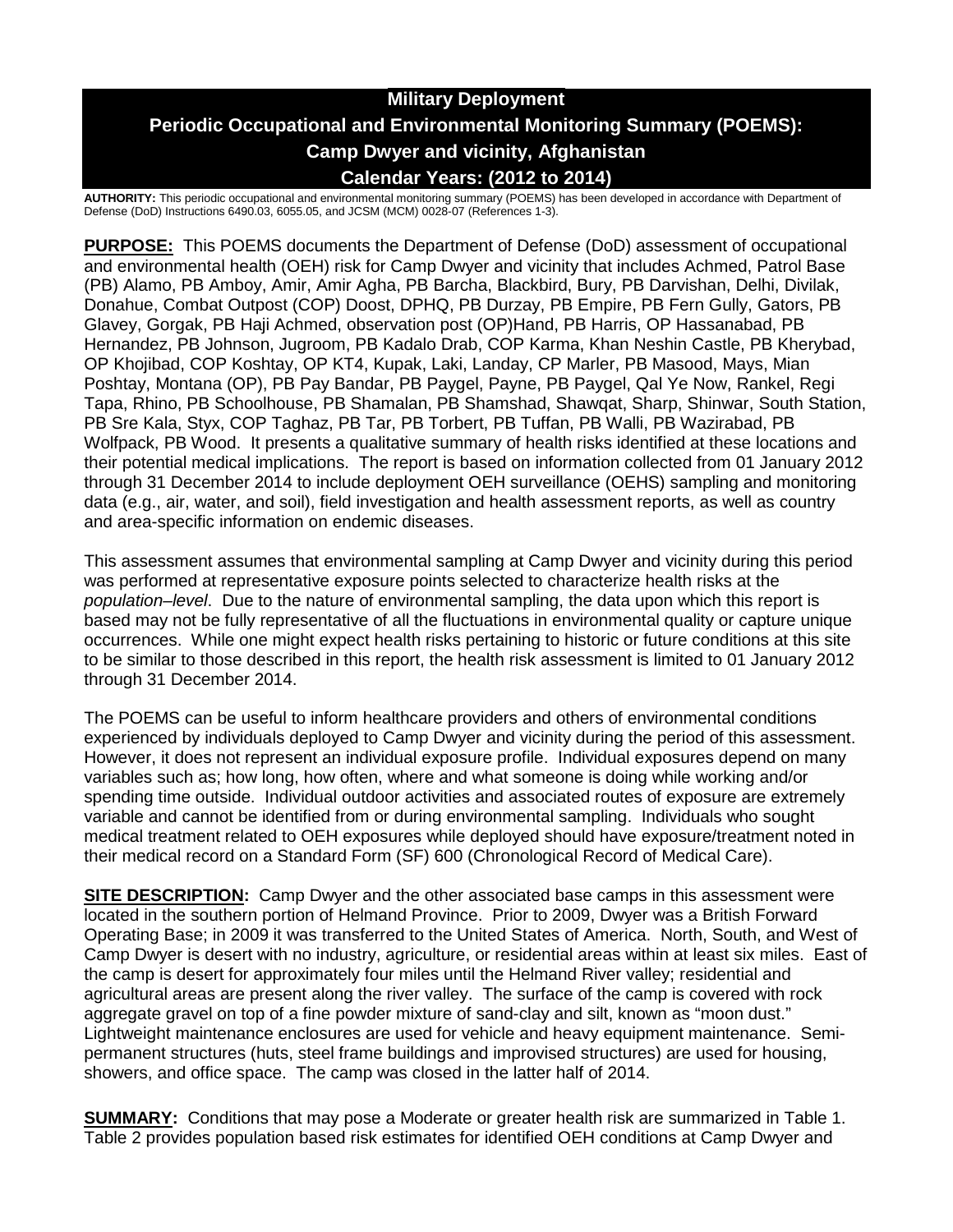# Military Deployment

# Periodic Occupational and Environmental Monitoring Summary (POEMS): Camp Dwyer and vicinity, Afghanistan

# Calendar Years: (2012 to 2014)

**AUTHORITY:** This periodic occupational and environmental monitoring summary (POEMS) has been developed in accordance with Department of Defense (DoD) Instructions 6490.03, 6055.05, and JCSM (MCM) 0028-07 (References 1-3).

**PURPOSE:** This POEMS documents the Department of Defense (DoD) assessment of occupational and environmental health (OEH) risk for Camp Dwyer and vicinity that includes Achmed, Patrol Base (PB) Alamo, PB Amboy, Amir, Amir Agha, PB Barcha, Blackbird, Bury, PB Darvishan, Delhi, Divilak, Donahue, Combat Outpost (COP) Doost, DPHQ, PB Durzay, PB Empire, PB Fern Gully, Gators, PB Glavey, Gorgak, PB Haji Achmed, observation post (OP)Hand, PB Harris, OP Hassanabad, PB Hernandez, PB Johnson, Jugroom, PB Kadalo Drab, COP Karma, Khan Neshin Castle, PB Kherybad, OP Khojibad, COP Koshtay, OP KT4, Kupak, Laki, Landay, CP Marler, PB Masood, Mays, Mian Poshtay, Montana (OP), PB Pay Bandar, PB Paygel, Payne, PB Paygel, Qal Ye Now, Rankel, Regi Tapa, Rhino, PB Schoolhouse, PB Shamalan, PB Shamshad, Shawqat, Sharp, Shinwar, South Station, PB Sre Kala, Styx, COP Taghaz, PB Tar, PB Torbert, PB Tuffan, PB Walli, PB Wazirabad, PB Wolfpack, PB Wood. It presents a qualitative summary of health risks identified at these locations and their potential medical implications. The report is based on information collected from 01 January 2012 through 31 December 2014 to include deployment OEH surveillance (OEHS) sampling and monitoring data (e.g., air, water, and soil), field investigation and health assessment reports, as well as country and area-specific information on endemic diseases.

This assessment assumes that environmental sampling at Camp Dwyer and vicinity during this period was performed at representative exposure points selected to characterize health risks at the *population–level*. Due to the nature of environmental sampling, the data upon which this report is based may not be fully representative of all the fluctuations in environmental quality or capture unique occurrences. While one might expect health risks pertaining to historic or future conditions at this site to be similar to those described in this report, the health risk assessment is limited to 01 January 2012 through 31 December 2014.

The POEMS can be useful to inform healthcare providers and others of environmental conditions experienced by individuals deployed to Camp Dwyer and vicinity during the period of this assessment. However, it does not represent an individual exposure profile. Individual exposures depend on many variables such as; how long, how often, where and what someone is doing while working and/or spending time outside. Individual outdoor activities and associated routes of exposure are extremely variable and cannot be identified from or during environmental sampling. Individuals who sought medical treatment related to OEH exposures while deployed should have exposure/treatment noted in their medical record on a Standard Form (SF) 600 (Chronological Record of Medical Care).

**SITE DESCRIPTION:** Camp Dwyer and the other associated base camps in this assessment were located in the southern portion of Helmand Province. Prior to 2009, Dwyer was a British Forward Operating Base; in 2009 it was transferred to the United States of America. North, South, and West of Camp Dwyer is desert with no industry, agriculture, or residential areas within at least six miles. East of the camp is desert for approximately four miles until the Helmand River valley; residential and agricultural areas are present along the river valley. The surface of the camp is covered with rock aggregate gravel on top of a fine powder mixture of sand-clay and silt, known as "moon dust." Lightweight maintenance enclosures are used for vehicle and heavy equipment maintenance. Semi-permanent structures (huts, steel frame buildings and improvised structures) are used for housing, showers, and office space. The camp was closed in the latter half of 2014.

**SUMMARY:** Conditions that may pose a Moderate or greater health risk are summarized in Table 1. Table 2 provides population based risk estimates for identified OEH conditions at Camp Dwyer and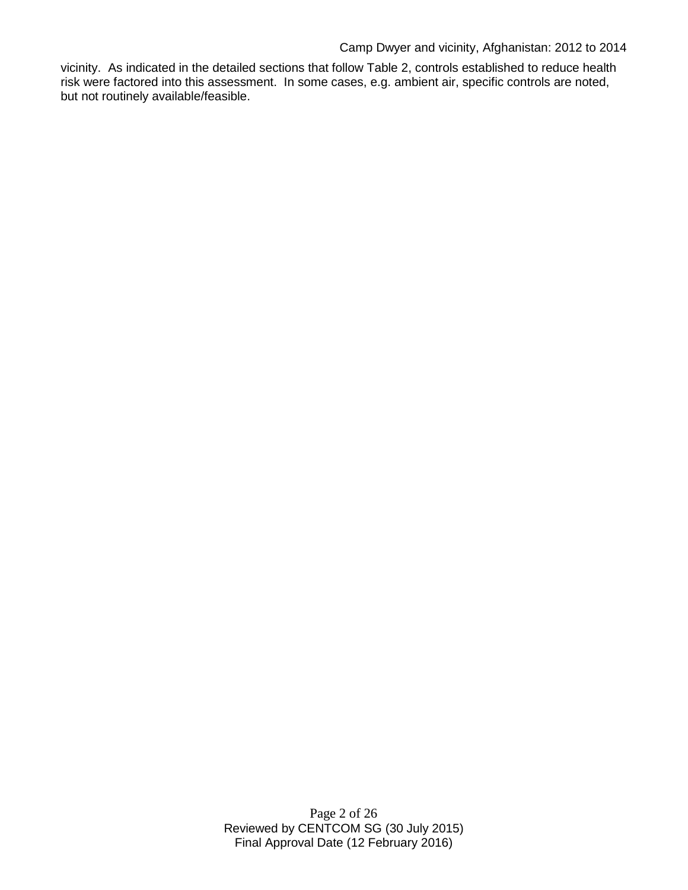vicinity. As indicated in the detailed sections that follow Table 2, controls established to reduce health risk were factored into this assessment. In some cases, e.g. ambient air, specific controls are noted, but not routinely available/feasible.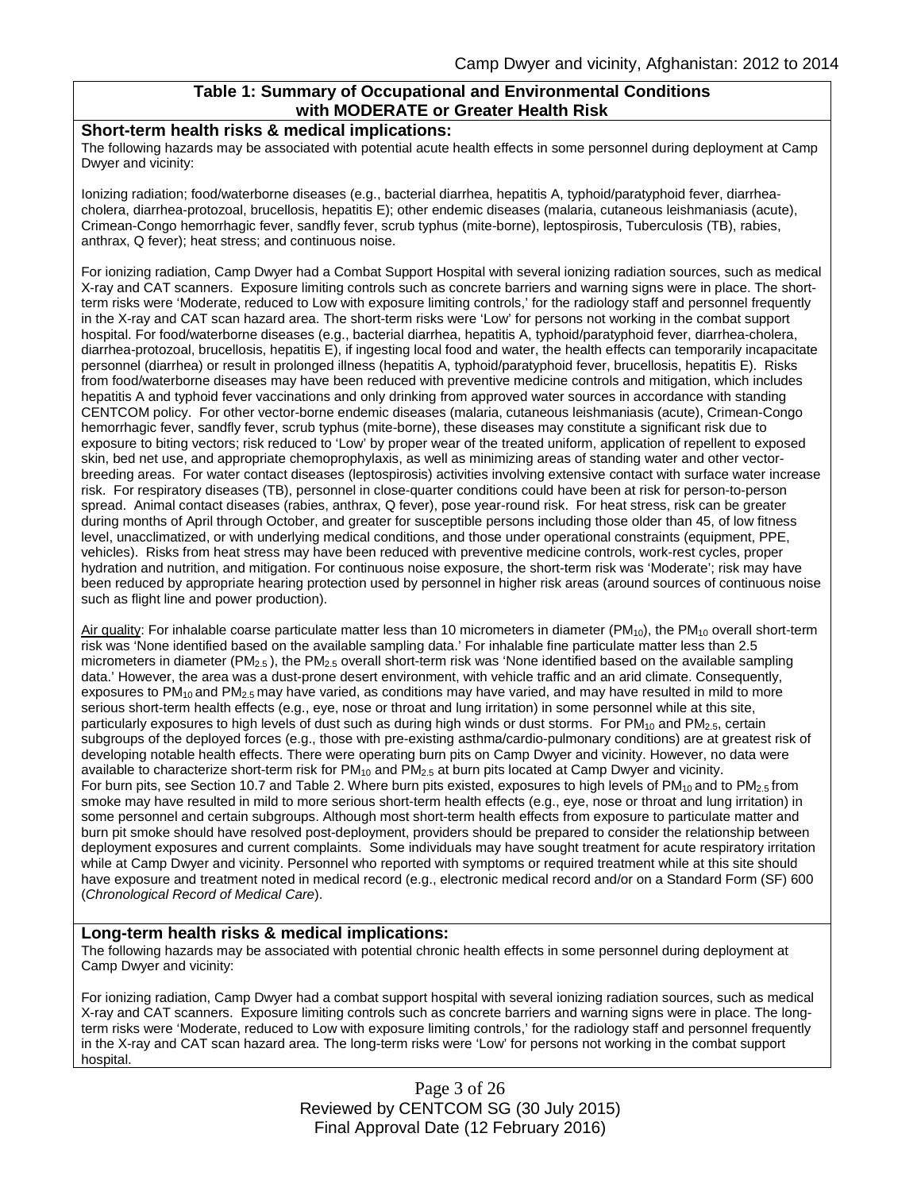## Table 1: Summary of Occupational and Environmental Conditions with MODERATE or Greater Health Risk

**Short-term health risks & medical implications:**

The following hazards may be associated with potential acute health effects in some personnel during deployment at Camp Dwyer and vicinity:

Ionizing radiation; food/waterborne diseases (e.g., bacterial diarrhea, hepatitis A, typhoid/paratyphoid fever, diarrhea-cholera, diarrhea-protozoal, brucellosis, hepatitis E); other endemic diseases (malaria, cutaneous leishmaniasis (acute), Crimean-Congo hemorrhagic fever, sandfly fever, scrub typhus (mite-borne), leptospirosis, Tuberculosis (TB), rabies, anthrax, Q fever); heat stress; and continuous noise.

For ionizing radiation, Camp Dwyer had a Combat Support Hospital with several ionizing radiation sources, such as medical X-ray and CAT scanners. Exposure limiting controls such as concrete barriers and warning signs were in place. The short-term risks were 'Moderate, reduced to Low with exposure limiting controls,' for the radiology staff and personnel frequently in the X-ray and CAT scan hazard area. The short-term risks were 'Low' for persons not working in the combat support hospital. For food/waterborne diseases (e.g., bacterial diarrhea, hepatitis A, typhoid/paratyphoid fever, diarrhea-cholera, diarrhea-protozoal, brucellosis, hepatitis E), if ingesting local food and water, the health effects can temporarily incapacitate personnel (diarrhea) or result in prolonged illness (hepatitis A, typhoid/paratyphoid fever, brucellosis, hepatitis E). Risks from food/waterborne diseases may have been reduced with preventive medicine controls and mitigation, which includes hepatitis A and typhoid fever vaccinations and only drinking from approved water sources in accordance with standing CENTCOM policy. For other vector-borne endemic diseases (malaria, cutaneous leishmaniasis (acute), Crimean-Congo hemorrhagic fever, sandfly fever, scrub typhus (mite-borne), these diseases may constitute a significant risk due to exposure to biting vectors; risk reduced to 'Low' by proper wear of the treated uniform, application of repellent to exposed skin, bed net use, and appropriate chemoprophylaxis, as well as minimizing areas of standing water and other vector-breeding areas. For water contact diseases (leptospirosis) activities involving extensive contact with surface water increase risk. For respiratory diseases (TB), personnel in close-quarter conditions could have been at risk for person-to-person spread. Animal contact diseases (rabies, anthrax, Q fever), pose year-round risk. For heat stress, risk can be greater during months of April through October, and greater for susceptible persons including those older than 45, of low fitness level, unacclimatized, or with underlying medical conditions, and those under operational constraints (equipment, PPE, vehicles). Risks from heat stress may have been reduced with preventive medicine controls, work-rest cycles, proper hydration and nutrition, and mitigation. For continuous noise exposure, the short-term risk was 'Moderate'; risk may have been reduced by appropriate hearing protection used by personnel in higher risk areas (around sources of continuous noise such as flight line and power production).

Air quality: For inhalable coarse particulate matter less than 10 micrometers in diameter ($PM_{10}$), the $PM_{10}$ overall short-term risk was 'None identified based on the available sampling data.' For inhalable fine particulate matter less than 2.5 micrometers in diameter ($PM_{2.5}$), the $PM_{2.5}$ overall short-term risk was 'None identified based on the available sampling data.' However, the area was a dust-prone desert environment, with vehicle traffic and an arid climate. Consequently, exposures to $PM_{10}$ and $PM_{2.5}$ may have varied, as conditions may have varied, and may have resulted in mild to more serious short-term health effects (e.g., eye, nose or throat and lung irritation) in some personnel while at this site, particularly exposures to high levels of dust such as during high winds or dust storms. For $PM_{10}$ and $PM_{2.5}$, certain subgroups of the deployed forces (e.g., those with pre-existing asthma/cardio-pulmonary conditions) are at greatest risk of developing notable health effects. There were operating burn pits on Camp Dwyer and vicinity. However, no data were available to characterize short-term risk for $PM_{10}$ and $PM_{2.5}$ at burn pits located at Camp Dwyer and vicinity. For burn pits, see Section 10.7 and Table 2. Where burn pits existed, exposures to high levels of $PM_{10}$ and to $PM_{2.5}$ from smoke may have resulted in mild to more serious short-term health effects (e.g., eye, nose or throat and lung irritation) in some personnel and certain subgroups. Although most short-term health effects from exposure to particulate matter and burn pit smoke should have resolved post-deployment, providers should be prepared to consider the relationship between deployment exposures and current complaints. Some individuals may have sought treatment for acute respiratory irritation while at Camp Dwyer and vicinity. Personnel who reported with symptoms or required treatment while at this site should have exposure and treatment noted in medical record (e.g., electronic medical record and/or on a Standard Form (SF) 600 (*Chronological Record of Medical Care*).

**Long-term health risks & medical implications:**

The following hazards may be associated with potential chronic health effects in some personnel during deployment at Camp Dwyer and vicinity:

For ionizing radiation, Camp Dwyer had a combat support hospital with several ionizing radiation sources, such as medical X-ray and CAT scanners. Exposure limiting controls such as concrete barriers and warning signs were in place. The long-term risks were 'Moderate, reduced to Low with exposure limiting controls,' for the radiology staff and personnel frequently in the X-ray and CAT scan hazard area. The long-term risks were 'Low' for persons not working in the combat support hospital.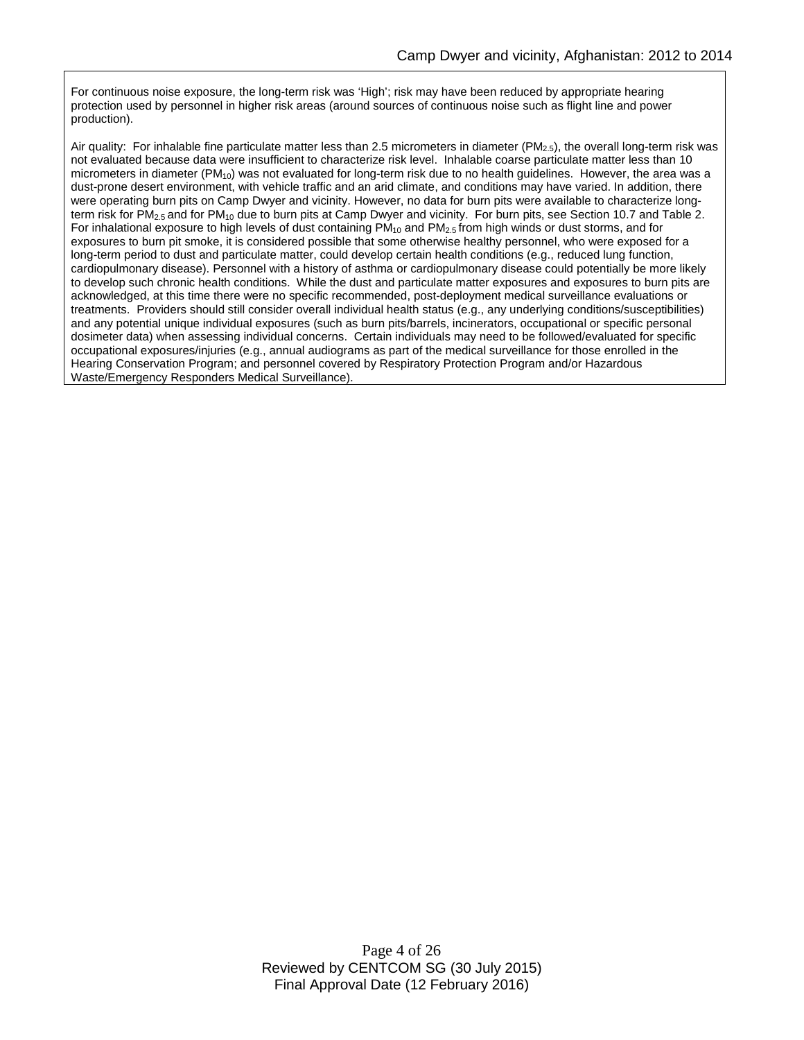For continuous noise exposure, the long-term risk was 'High'; risk may have been reduced by appropriate hearing protection used by personnel in higher risk areas (around sources of continuous noise such as flight line and power production).

Air quality: For inhalable fine particulate matter less than 2.5 micrometers in diameter ($PM_{2.5}$), the overall long-term risk was not evaluated because data were insufficient to characterize risk level. Inhalable coarse particulate matter less than 10 micrometers in diameter ($PM_{10}$) was not evaluated for long-term risk due to no health guidelines. However, the area was a dust-prone desert environment, with vehicle traffic and an arid climate, and conditions may have varied. In addition, there were operating burn pits on Camp Dwyer and vicinity. However, no data for burn pits were available to characterize long-term risk for $PM_{2.5}$ and for $PM_{10}$ due to burn pits at Camp Dwyer and vicinity. For burn pits, see Section 10.7 and Table 2. For inhalational exposure to high levels of dust containing $PM_{10}$ and $PM_{2.5}$ from high winds or dust storms, and for exposures to burn pit smoke, it is considered possible that some otherwise healthy personnel, who were exposed for a long-term period to dust and particulate matter, could develop certain health conditions (e.g., reduced lung function, cardiopulmonary disease). Personnel with a history of asthma or cardiopulmonary disease could potentially be more likely to develop such chronic health conditions. While the dust and particulate matter exposures and exposures to burn pits are acknowledged, at this time there were no specific recommended, post-deployment medical surveillance evaluations or treatments. Providers should still consider overall individual health status (e.g., any underlying conditions/susceptibilities) and any potential unique individual exposures (such as burn pits/barrels, incinerators, occupational or specific personal dosimeter data) when assessing individual concerns. Certain individuals may need to be followed/evaluated for specific occupational exposures/injuries (e.g., annual audiograms as part of the medical surveillance for those enrolled in the Hearing Conservation Program; and personnel covered by Respiratory Protection Program and/or Hazardous Waste/Emergency Responders Medical Surveillance).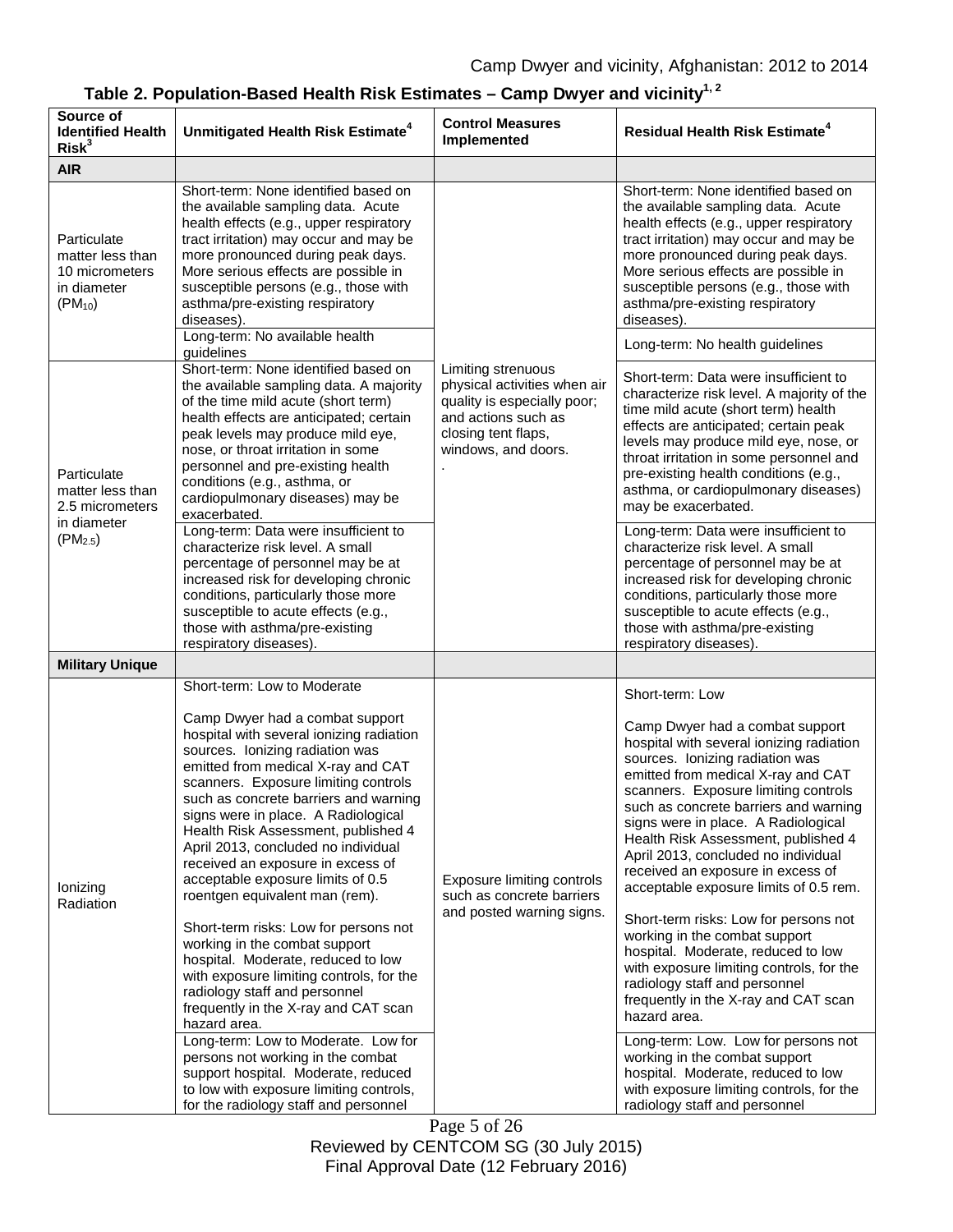## Table 2. Population-Based Health Risk Estimates – Camp Dwyer and vicinity[1, 2]

| Source of Identified Health Risk[3] | Unmitigated Health Risk Estimate[4] | Control Measures Implemented | Residual Health Risk Estimate[4] |
|---|---|---|---|
| **AIR** | | | |
| Particulate matter less than 10 micrometers in diameter ($PM_{10}$) | Short-term: None identified based on the available sampling data. Acute health effects (e.g., upper respiratory tract irritation) may occur and may be more pronounced during peak days. More serious effects are possible in susceptible persons (e.g., those with asthma/pre-existing respiratory diseases). | Limiting strenuous physical activities when air quality is especially poor; and actions such as closing tent flaps, windows, and doors. | Short-term: None identified based on the available sampling data. Acute health effects (e.g., upper respiratory tract irritation) may occur and may be more pronounced during peak days. More serious effects are possible in susceptible persons (e.g., those with asthma/pre-existing respiratory diseases). |
| | Long-term: No available health guidelines | | Long-term: No health guidelines |
| Particulate matter less than 2.5 micrometers in diameter ($PM_{2.5}$) | Short-term: None identified based on the available sampling data. A majority of the time mild acute (short term) health effects are anticipated; certain peak levels may produce mild eye, nose, or throat irritation in some personnel and pre-existing health conditions (e.g., asthma, or cardiopulmonary diseases) may be exacerbated. | | Short-term: Data were insufficient to characterize risk level. A majority of the time mild acute (short term) health effects are anticipated; certain peak levels may produce mild eye, nose, or throat irritation in some personnel and pre-existing health conditions (e.g., asthma, or cardiopulmonary diseases) may be exacerbated. |
| | Long-term: Data were insufficient to characterize risk level. A small percentage of personnel may be at increased risk for developing chronic conditions, particularly those more susceptible to acute effects (e.g., those with asthma/pre-existing respiratory diseases). | | Long-term: Data were insufficient to characterize risk level. A small percentage of personnel may be at increased risk for developing chronic conditions, particularly those more susceptible to acute effects (e.g., those with asthma/pre-existing respiratory diseases). |
| **Military Unique** | | | |
| Ionizing Radiation | Short-term: Low to Moderate<br><br>Camp Dwyer had a combat support hospital with several ionizing radiation sources. Ionizing radiation was emitted from medical X-ray and CAT scanners. Exposure limiting controls such as concrete barriers and warning signs were in place. A Radiological Health Risk Assessment, published 4 April 2013, concluded no individual received an exposure in excess of acceptable exposure limits of 0.5 roentgen equivalent man (rem).<br><br>Short-term risks: Low for persons not working in the combat support hospital. Moderate, reduced to low with exposure limiting controls, for the radiology staff and personnel frequently in the X-ray and CAT scan hazard area. | Exposure limiting controls such as concrete barriers and posted warning signs. | Short-term: Low<br><br>Camp Dwyer had a combat support hospital with several ionizing radiation sources. Ionizing radiation was emitted from medical X-ray and CAT scanners. Exposure limiting controls such as concrete barriers and warning signs were in place. A Radiological Health Risk Assessment, published 4 April 2013, concluded no individual received an exposure in excess of acceptable exposure limits of 0.5 rem.<br><br>Short-term risks: Low for persons not working in the combat support hospital. Moderate, reduced to low with exposure limiting controls, for the radiology staff and personnel frequently in the X-ray and CAT scan hazard area. |
| | Long-term: Low to Moderate. Low for persons not working in the combat support hospital. Moderate, reduced to low with exposure limiting controls, for the radiology staff and personnel | | Long-term: Low. Low for persons not working in the combat support hospital. Moderate, reduced to low with exposure limiting controls, for the radiology staff and personnel |

Reviewed by CENTCOM SG (30 July 2015)
Final Approval Date (12 February 2016)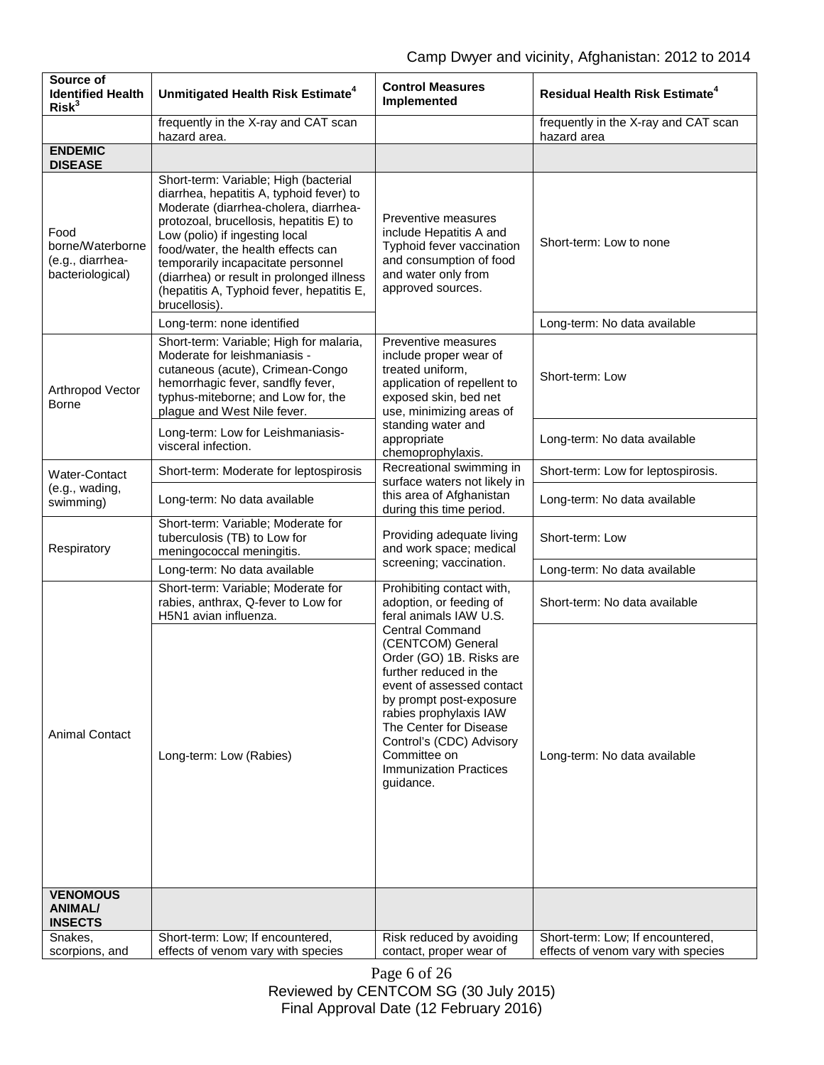| Source of Identified Health Risk[3] | Unmitigated Health Risk Estimate[4] | Control Measures Implemented | Residual Health Risk Estimate[4] |
|---|---|---|---|
| | frequently in the X-ray and CAT scan hazard area. | | frequently in the X-ray and CAT scan hazard area |
| **ENDEMIC DISEASE** | | | |
| Food borne/Waterborne (e.g., diarrhea-bacteriological) | Short-term: Variable; High (bacterial diarrhea, hepatitis A, typhoid fever) to Moderate (diarrhea-cholera, diarrhea-protozoal, brucellosis, hepatitis E) to Low (polio) if ingesting local food/water, the health effects can temporarily incapacitate personnel (diarrhea) or result in prolonged illness (hepatitis A, Typhoid fever, hepatitis E, brucellosis). | Preventive measures include Hepatitis A and Typhoid fever vaccination and consumption of food and water only from approved sources. | Short-term: Low to none |
| | Long-term: none identified | | Long-term: No data available |
| Arthropod Vector Borne | Short-term: Variable; High for malaria, Moderate for leishmaniasis - cutaneous (acute), Crimean-Congo hemorrhagic fever, sandfly fever, typhus-miteborne; and Low for, the plague and West Nile fever. | Preventive measures include proper wear of treated uniform, application of repellent to exposed skin, bed net use, minimizing areas of standing water and appropriate chemoprophylaxis. | Short-term: Low |
| | Long-term: Low for Leishmaniasis-visceral infection. | | Long-term: No data available |
| Water-Contact (e.g., wading, swimming) | Short-term: Moderate for leptospirosis | Recreational swimming in surface waters not likely in this area of Afghanistan during this time period. | Short-term: Low for leptospirosis. |
| | Long-term: No data available | | Long-term: No data available |
| Respiratory | Short-term: Variable; Moderate for tuberculosis (TB) to Low for meningococcal meningitis. | Providing adequate living and work space; medical screening; vaccination. | Short-term: Low |
| | Long-term: No data available | | Long-term: No data available |
| Animal Contact | Short-term: Variable; Moderate for rabies, anthrax, Q-fever to Low for H5N1 avian influenza. | Prohibiting contact with, adoption, or feeding of feral animals IAW U.S. Central Command (CENTCOM) General Order (GO) 1B. Risks are further reduced in the event of assessed contact by prompt post-exposure rabies prophylaxis IAW The Center for Disease Control's (CDC) Advisory Committee on Immunization Practices guidance. | Short-term: No data available |
| | Long-term: Low (Rabies) | | Long-term: No data available |
| **VENOMOUS ANIMAL/ INSECTS** | | | |
| Snakes, scorpions, and | Short-term: Low; If encountered, effects of venom vary with species | Risk reduced by avoiding contact, proper wear of | Short-term: Low; If encountered, effects of venom vary with species |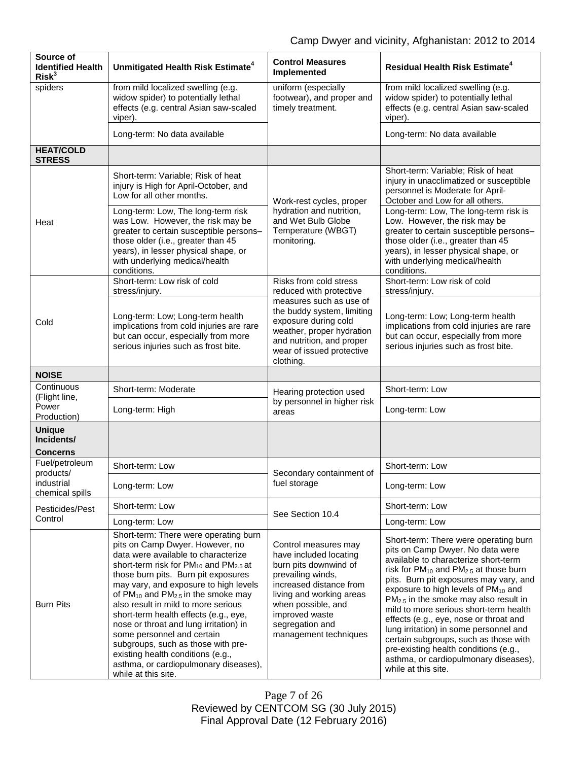| Source of Identified Health Risk[3] | Unmitigated Health Risk Estimate[4] | Control Measures Implemented | Residual Health Risk Estimate[4] |
|---|---|---|---|
| spiders | from mild localized swelling (e.g. widow spider) to potentially lethal effects (e.g. central Asian saw-scaled viper). | uniform (especially footwear), and proper and timely treatment. | from mild localized swelling (e.g. widow spider) to potentially lethal effects (e.g. central Asian saw-scaled viper). |
| | Long-term: No data available | | Long-term: No data available |
| **HEAT/COLD STRESS** | | | |
| Heat | Short-term: Variable; Risk of heat injury is High for April-October, and Low for all other months. | Work-rest cycles, proper hydration and nutrition, and Wet Bulb Globe Temperature (WBGT) monitoring. | Short-term: Variable; Risk of heat injury in unacclimatized or susceptible personnel is Moderate for April-October and Low for all others. |
| | Long-term: Low, The long-term risk was Low. However, the risk may be greater to certain susceptible persons–those older (i.e., greater than 45 years), in lesser physical shape, or with underlying medical/health conditions. | | Long-term: Low, The long-term risk is Low. However, the risk may be greater to certain susceptible persons–those older (i.e., greater than 45 years), in lesser physical shape, or with underlying medical/health conditions. |
| Cold | Short-term: Low risk of cold stress/injury. | Risks from cold stress reduced with protective measures such as use of the buddy system, limiting exposure during cold weather, proper hydration and nutrition, and proper wear of issued protective clothing. | Short-term: Low risk of cold stress/injury. |
| | Long-term: Low; Long-term health implications from cold injuries are rare but can occur, especially from more serious injuries such as frost bite. | | Long-term: Low; Long-term health implications from cold injuries are rare but can occur, especially from more serious injuries such as frost bite. |
| **NOISE** | | | |
| Continuous (Flight line, Power Production) | Short-term: Moderate | Hearing protection used by personnel in higher risk areas | Short-term: Low |
| | Long-term: High | | Long-term: Low |
| **Unique Incidents/ Concerns** | | | |
| Fuel/petroleum products/ industrial chemical spills | Short-term: Low | Secondary containment of fuel storage | Short-term: Low |
| | Long-term: Low | | Long-term: Low |
| Pesticides/Pest Control | Short-term: Low | See Section 10.4 | Short-term: Low |
| | Long-term: Low | | Long-term: Low |
| Burn Pits | Short-term: There were operating burn pits on Camp Dwyer. However, no data were available to characterize short-term risk for $PM_{10}$ and $PM_{2.5}$ at those burn pits. Burn pit exposures may vary, and exposure to high levels of $PM_{10}$ and $PM_{2.5}$ in the smoke may also result in mild to more serious short-term health effects (e.g., eye, nose or throat and lung irritation) in some personnel and certain subgroups, such as those with pre-existing health conditions (e.g., asthma, or cardiopulmonary diseases), while at this site. | Control measures may have included locating burn pits downwind of prevailing winds, increased distance from living and working areas when possible, and improved waste segregation and management techniques | Short-term: There were operating burn pits on Camp Dwyer. No data were available to characterize short-term risk for $PM_{10}$ and $PM_{2.5}$ at those burn pits. Burn pit exposures may vary, and exposure to high levels of $PM_{10}$ and $PM_{2.5}$ in the smoke may also result in mild to more serious short-term health effects (e.g., eye, nose or throat and lung irritation) in some personnel and certain subgroups, such as those with pre-existing health conditions (e.g., asthma, or cardiopulmonary diseases), while at this site. |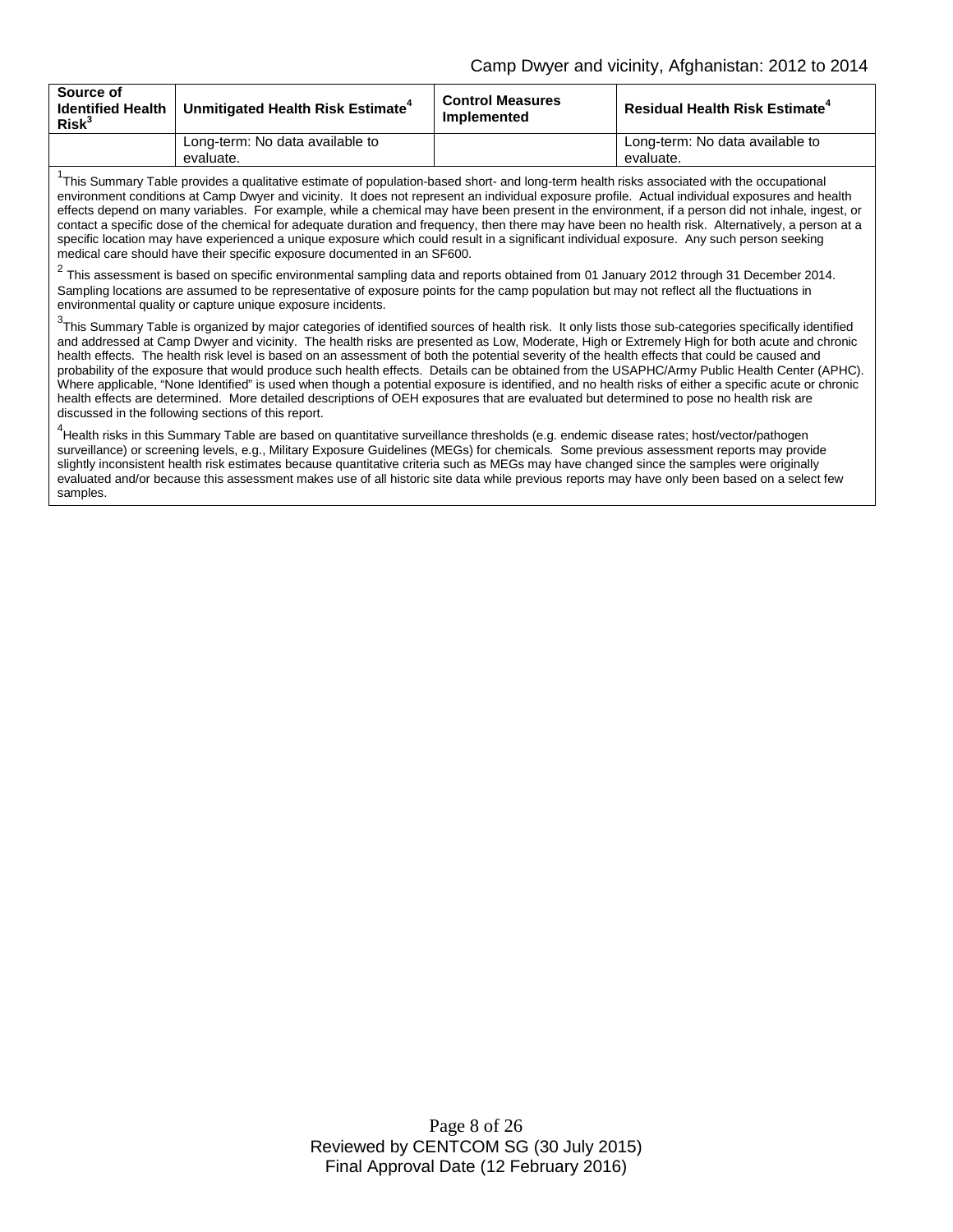| Source of Identified Health Risk[3] | Unmitigated Health Risk Estimate[4] | Control Measures Implemented | Residual Health Risk Estimate[4] |
|---|---|---|---|
| | Long-term: No data available to evaluate. | | Long-term: No data available to evaluate. |

[1]This Summary Table provides a qualitative estimate of population-based short- and long-term health risks associated with the occupational environment conditions at Camp Dwyer and vicinity. It does not represent an individual exposure profile. Actual individual exposures and health effects depend on many variables. For example, while a chemical may have been present in the environment, if a person did not inhale, ingest, or contact a specific dose of the chemical for adequate duration and frequency, then there may have been no health risk. Alternatively, a person at a specific location may have experienced a unique exposure which could result in a significant individual exposure. Any such person seeking medical care should have their specific exposure documented in an SF600.

[2] This assessment is based on specific environmental sampling data and reports obtained from 01 January 2012 through 31 December 2014. Sampling locations are assumed to be representative of exposure points for the camp population but may not reflect all the fluctuations in environmental quality or capture unique exposure incidents.

[3]This Summary Table is organized by major categories of identified sources of health risk. It only lists those sub-categories specifically identified and addressed at Camp Dwyer and vicinity. The health risks are presented as Low, Moderate, High or Extremely High for both acute and chronic health effects. The health risk level is based on an assessment of both the potential severity of the health effects that could be caused and probability of the exposure that would produce such health effects. Details can be obtained from the USAPHC/Army Public Health Center (APHC). Where applicable, "None Identified" is used when though a potential exposure is identified, and no health risks of either a specific acute or chronic health effects are determined. More detailed descriptions of OEH exposures that are evaluated but determined to pose no health risk are discussed in the following sections of this report.

[4]Health risks in this Summary Table are based on quantitative surveillance thresholds (e.g. endemic disease rates; host/vector/pathogen surveillance) or screening levels, e.g., Military Exposure Guidelines (MEGs) for chemicals. Some previous assessment reports may provide slightly inconsistent health risk estimates because quantitative criteria such as MEGs may have changed since the samples were originally evaluated and/or because this assessment makes use of all historic site data while previous reports may have only been based on a select few samples.

Reviewed by CENTCOM SG (30 July 2015)
Final Approval Date (12 February 2016)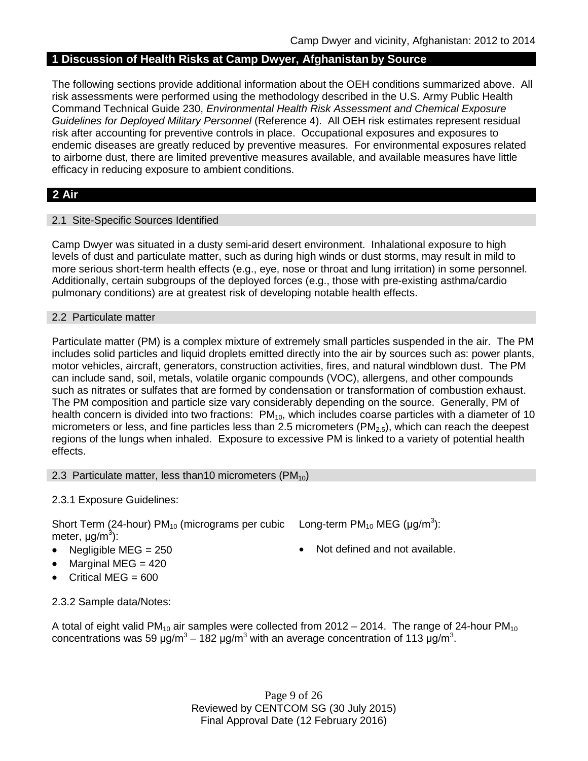## 1 Discussion of Health Risks at Camp Dwyer, Afghanistan by Source

The following sections provide additional information about the OEH conditions summarized above. All risk assessments were performed using the methodology described in the U.S. Army Public Health Command Technical Guide 230, *Environmental Health Risk Assessment and Chemical Exposure Guidelines for Deployed Military Personnel* (Reference 4). All OEH risk estimates represent residual risk after accounting for preventive controls in place. Occupational exposures and exposures to endemic diseases are greatly reduced by preventive measures. For environmental exposures related to airborne dust, there are limited preventive measures available, and available measures have little efficacy in reducing exposure to ambient conditions.

## 2 Air

### 2.1 Site-Specific Sources Identified

Camp Dwyer was situated in a dusty semi-arid desert environment. Inhalational exposure to high levels of dust and particulate matter, such as during high winds or dust storms, may result in mild to more serious short-term health effects (e.g., eye, nose or throat and lung irritation) in some personnel. Additionally, certain subgroups of the deployed forces (e.g., those with pre-existing asthma/cardio pulmonary conditions) are at greatest risk of developing notable health effects.

### 2.2 Particulate matter

Particulate matter (PM) is a complex mixture of extremely small particles suspended in the air. The PM includes solid particles and liquid droplets emitted directly into the air by sources such as: power plants, motor vehicles, aircraft, generators, construction activities, fires, and natural windblown dust. The PM can include sand, soil, metals, volatile organic compounds (VOC), allergens, and other compounds such as nitrates or sulfates that are formed by condensation or transformation of combustion exhaust. The PM composition and particle size vary considerably depending on the source. Generally, PM of health concern is divided into two fractions: $PM_{10}$, which includes coarse particles with a diameter of 10 micrometers or less, and fine particles less than 2.5 micrometers ($PM_{2.5}$), which can reach the deepest regions of the lungs when inhaled. Exposure to excessive PM is linked to a variety of potential health effects.

### 2.3 Particulate matter, less than10 micrometers ($PM_{10}$)

2.3.1 Exposure Guidelines:

Short Term (24-hour) $PM_{10}$ (micrograms per cubic meter, $\mu g/m^3$):

- Negligible MEG = 250
- Marginal MEG = 420
- Critical MEG = 600

Long-term $PM_{10}$ MEG ($\mu g/m^3$):

- Not defined and not available.

2.3.2 Sample data/Notes:

A total of eight valid $PM_{10}$ air samples were collected from 2012 – 2014. The range of 24-hour $PM_{10}$ concentrations was 59 $\mu g/m^3$ – 182 $\mu g/m^3$ with an average concentration of 113 $\mu g/m^3$.

Reviewed by CENTCOM SG (30 July 2015)
Final Approval Date (12 February 2016)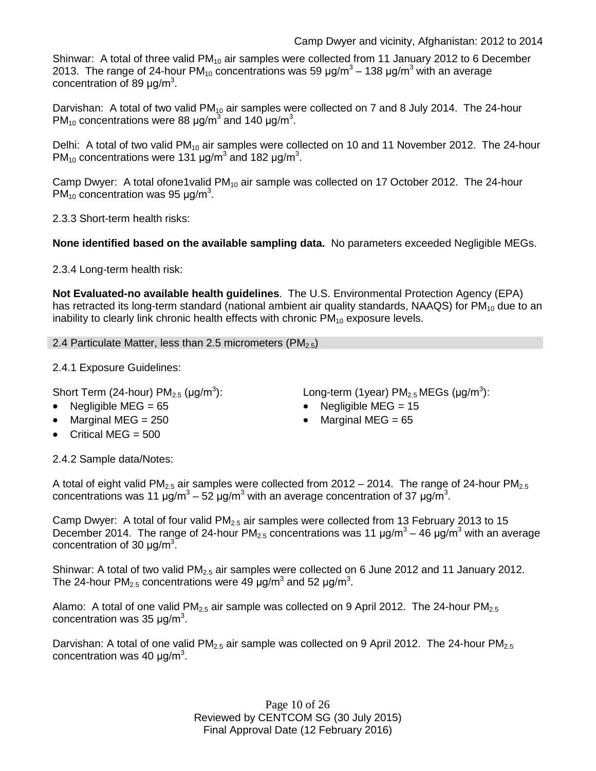Shinwar: A total of three valid $PM_{10}$ air samples were collected from 11 January 2012 to 6 December 2013. The range of 24-hour $PM_{10}$ concentrations was 59 $\mu g/m^3$ – 138 $\mu g/m^3$ with an average concentration of 89 $\mu g/m^3$.

Darvishan: A total of two valid $PM_{10}$ air samples were collected on 7 and 8 July 2014. The 24-hour $PM_{10}$ concentrations were 88 $\mu g/m^3$ and 140 $\mu g/m^3$.

Delhi: A total of two valid $PM_{10}$ air samples were collected on 10 and 11 November 2012. The 24-hour $PM_{10}$ concentrations were 131 $\mu g/m^3$ and 182 $\mu g/m^3$.

Camp Dwyer: A total ofone1valid $PM_{10}$ air sample was collected on 17 October 2012. The 24-hour $PM_{10}$ concentration was 95 $\mu g/m^3$.

2.3.3 Short-term health risks:

**None identified based on the available sampling data.** No parameters exceeded Negligible MEGs.

2.3.4 Long-term health risk:

**Not Evaluated-no available health guidelines**. The U.S. Environmental Protection Agency (EPA) has retracted its long-term standard (national ambient air quality standards, NAAQS) for $PM_{10}$ due to an inability to clearly link chronic health effects with chronic $PM_{10}$ exposure levels.

## 2.4 Particulate Matter, less than 2.5 micrometers ($PM_{2.5}$)

2.4.1 Exposure Guidelines:

Short Term (24-hour) $PM_{2.5}$ ($\mu g/m^3$):

- Negligible MEG = 65
- Marginal MEG = 250
- Critical MEG = 500

Long-term (1year) $PM_{2.5}$ MEGs ($\mu g/m^3$):

- Negligible MEG = 15
- Marginal MEG = 65

2.4.2 Sample data/Notes:

A total of eight valid $PM_{2.5}$ air samples were collected from 2012 – 2014. The range of 24-hour $PM_{2.5}$ concentrations was 11 $\mu g/m^3$ – 52 $\mu g/m^3$ with an average concentration of 37 $\mu g/m^3$.

Camp Dwyer: A total of four valid $PM_{2.5}$ air samples were collected from 13 February 2013 to 15 December 2014. The range of 24-hour $PM_{2.5}$ concentrations was 11 $\mu g/m^3$ – 46 $\mu g/m^3$ with an average concentration of 30 $\mu g/m^3$.

Shinwar: A total of two valid $PM_{2.5}$ air samples were collected on 6 June 2012 and 11 January 2012. The 24-hour $PM_{2.5}$ concentrations were 49 $\mu g/m^3$ and 52 $\mu g/m^3$.

Alamo: A total of one valid $PM_{2.5}$ air sample was collected on 9 April 2012. The 24-hour $PM_{2.5}$ concentration was 35 $\mu g/m^3$.

Darvishan: A total of one valid $PM_{2.5}$ air sample was collected on 9 April 2012. The 24-hour $PM_{2.5}$ concentration was 40 $\mu g/m^3$.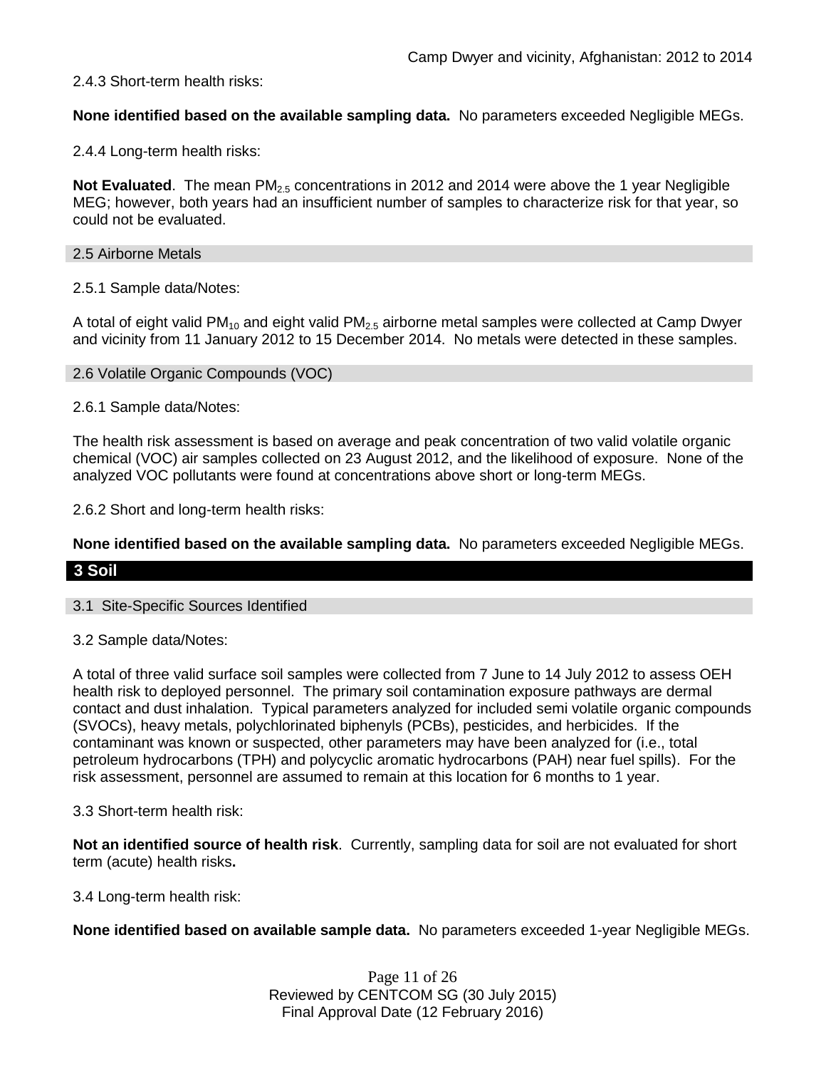2.4.3 Short-term health risks:

**None identified based on the available sampling data.** No parameters exceeded Negligible MEGs.

2.4.4 Long-term health risks:

**Not Evaluated**. The mean $PM_{2.5}$ concentrations in 2012 and 2014 were above the 1 year Negligible MEG; however, both years had an insufficient number of samples to characterize risk for that year, so could not be evaluated.

### 2.5 Airborne Metals

2.5.1 Sample data/Notes:

A total of eight valid $PM_{10}$ and eight valid $PM_{2.5}$ airborne metal samples were collected at Camp Dwyer and vicinity from 11 January 2012 to 15 December 2014. No metals were detected in these samples.

### 2.6 Volatile Organic Compounds (VOC)

2.6.1 Sample data/Notes:

The health risk assessment is based on average and peak concentration of two valid volatile organic chemical (VOC) air samples collected on 23 August 2012, and the likelihood of exposure. None of the analyzed VOC pollutants were found at concentrations above short or long-term MEGs.

2.6.2 Short and long-term health risks:

**None identified based on the available sampling data.** No parameters exceeded Negligible MEGs.

## 3 Soil

### 3.1 Site-Specific Sources Identified

3.2 Sample data/Notes:

A total of three valid surface soil samples were collected from 7 June to 14 July 2012 to assess OEH health risk to deployed personnel. The primary soil contamination exposure pathways are dermal contact and dust inhalation. Typical parameters analyzed for included semi volatile organic compounds (SVOCs), heavy metals, polychlorinated biphenyls (PCBs), pesticides, and herbicides. If the contaminant was known or suspected, other parameters may have been analyzed for (i.e., total petroleum hydrocarbons (TPH) and polycyclic aromatic hydrocarbons (PAH) near fuel spills). For the risk assessment, personnel are assumed to remain at this location for 6 months to 1 year.

3.3 Short-term health risk:

**Not an identified source of health risk**. Currently, sampling data for soil are not evaluated for short term (acute) health risks**.**

3.4 Long-term health risk:

**None identified based on available sample data.** No parameters exceeded 1-year Negligible MEGs.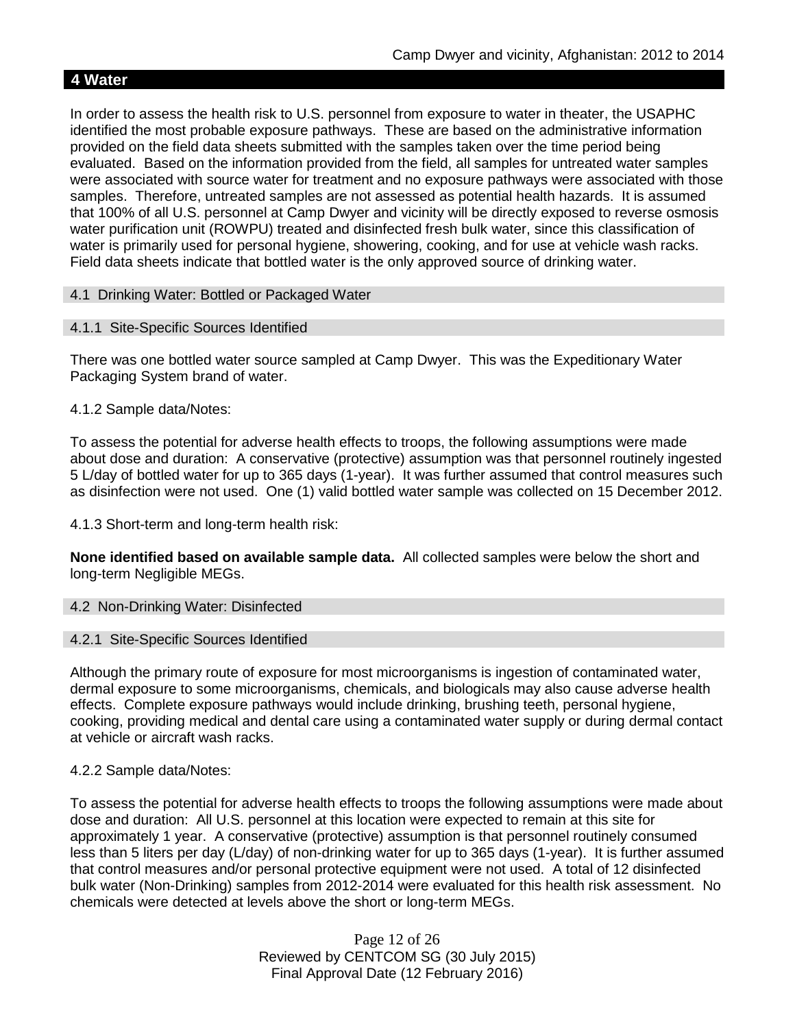## 4 Water

In order to assess the health risk to U.S. personnel from exposure to water in theater, the USAPHC identified the most probable exposure pathways. These are based on the administrative information provided on the field data sheets submitted with the samples taken over the time period being evaluated. Based on the information provided from the field, all samples for untreated water samples were associated with source water for treatment and no exposure pathways were associated with those samples. Therefore, untreated samples are not assessed as potential health hazards. It is assumed that 100% of all U.S. personnel at Camp Dwyer and vicinity will be directly exposed to reverse osmosis water purification unit (ROWPU) treated and disinfected fresh bulk water, since this classification of water is primarily used for personal hygiene, showering, cooking, and for use at vehicle wash racks. Field data sheets indicate that bottled water is the only approved source of drinking water.

### 4.1 Drinking Water: Bottled or Packaged Water

#### 4.1.1 Site-Specific Sources Identified

There was one bottled water source sampled at Camp Dwyer. This was the Expeditionary Water Packaging System brand of water.

4.1.2 Sample data/Notes:

To assess the potential for adverse health effects to troops, the following assumptions were made about dose and duration: A conservative (protective) assumption was that personnel routinely ingested 5 L/day of bottled water for up to 365 days (1-year). It was further assumed that control measures such as disinfection were not used. One (1) valid bottled water sample was collected on 15 December 2012.

4.1.3 Short-term and long-term health risk:

**None identified based on available sample data.** All collected samples were below the short and long-term Negligible MEGs.

### 4.2 Non-Drinking Water: Disinfected

#### 4.2.1 Site-Specific Sources Identified

Although the primary route of exposure for most microorganisms is ingestion of contaminated water, dermal exposure to some microorganisms, chemicals, and biologicals may also cause adverse health effects. Complete exposure pathways would include drinking, brushing teeth, personal hygiene, cooking, providing medical and dental care using a contaminated water supply or during dermal contact at vehicle or aircraft wash racks.

4.2.2 Sample data/Notes:

To assess the potential for adverse health effects to troops the following assumptions were made about dose and duration: All U.S. personnel at this location were expected to remain at this site for approximately 1 year. A conservative (protective) assumption is that personnel routinely consumed less than 5 liters per day (L/day) of non-drinking water for up to 365 days (1-year). It is further assumed that control measures and/or personal protective equipment were not used. A total of 12 disinfected bulk water (Non-Drinking) samples from 2012-2014 were evaluated for this health risk assessment. No chemicals were detected at levels above the short or long-term MEGs.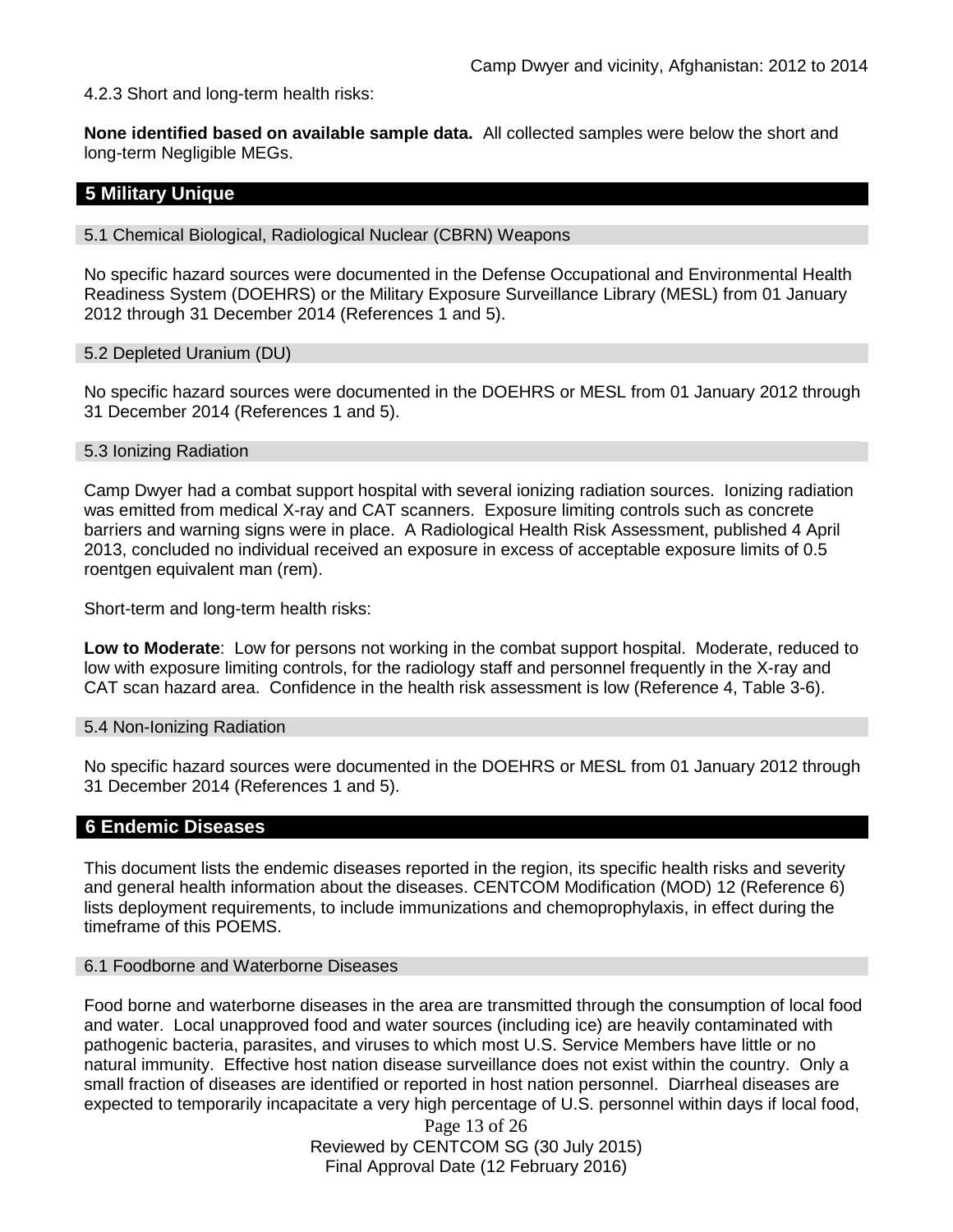4.2.3 Short and long-term health risks:

**None identified based on available sample data.** All collected samples were below the short and long-term Negligible MEGs.

## 5 Military Unique

### 5.1 Chemical Biological, Radiological Nuclear (CBRN) Weapons

No specific hazard sources were documented in the Defense Occupational and Environmental Health Readiness System (DOEHRS) or the Military Exposure Surveillance Library (MESL) from 01 January 2012 through 31 December 2014 (References 1 and 5).

### 5.2 Depleted Uranium (DU)

No specific hazard sources were documented in the DOEHRS or MESL from 01 January 2012 through 31 December 2014 (References 1 and 5).

### 5.3 Ionizing Radiation

Camp Dwyer had a combat support hospital with several ionizing radiation sources. Ionizing radiation was emitted from medical X-ray and CAT scanners. Exposure limiting controls such as concrete barriers and warning signs were in place. A Radiological Health Risk Assessment, published 4 April 2013, concluded no individual received an exposure in excess of acceptable exposure limits of 0.5 roentgen equivalent man (rem).

Short-term and long-term health risks:

**Low to Moderate**: Low for persons not working in the combat support hospital. Moderate, reduced to low with exposure limiting controls, for the radiology staff and personnel frequently in the X-ray and CAT scan hazard area. Confidence in the health risk assessment is low (Reference 4, Table 3-6).

### 5.4 Non-Ionizing Radiation

No specific hazard sources were documented in the DOEHRS or MESL from 01 January 2012 through 31 December 2014 (References 1 and 5).

## 6 Endemic Diseases

This document lists the endemic diseases reported in the region, its specific health risks and severity and general health information about the diseases. CENTCOM Modification (MOD) 12 (Reference 6) lists deployment requirements, to include immunizations and chemoprophylaxis, in effect during the timeframe of this POEMS.

### 6.1 Foodborne and Waterborne Diseases

Food borne and waterborne diseases in the area are transmitted through the consumption of local food and water. Local unapproved food and water sources (including ice) are heavily contaminated with pathogenic bacteria, parasites, and viruses to which most U.S. Service Members have little or no natural immunity. Effective host nation disease surveillance does not exist within the country. Only a small fraction of diseases are identified or reported in host nation personnel. Diarrheal diseases are expected to temporarily incapacitate a very high percentage of U.S. personnel within days if local food,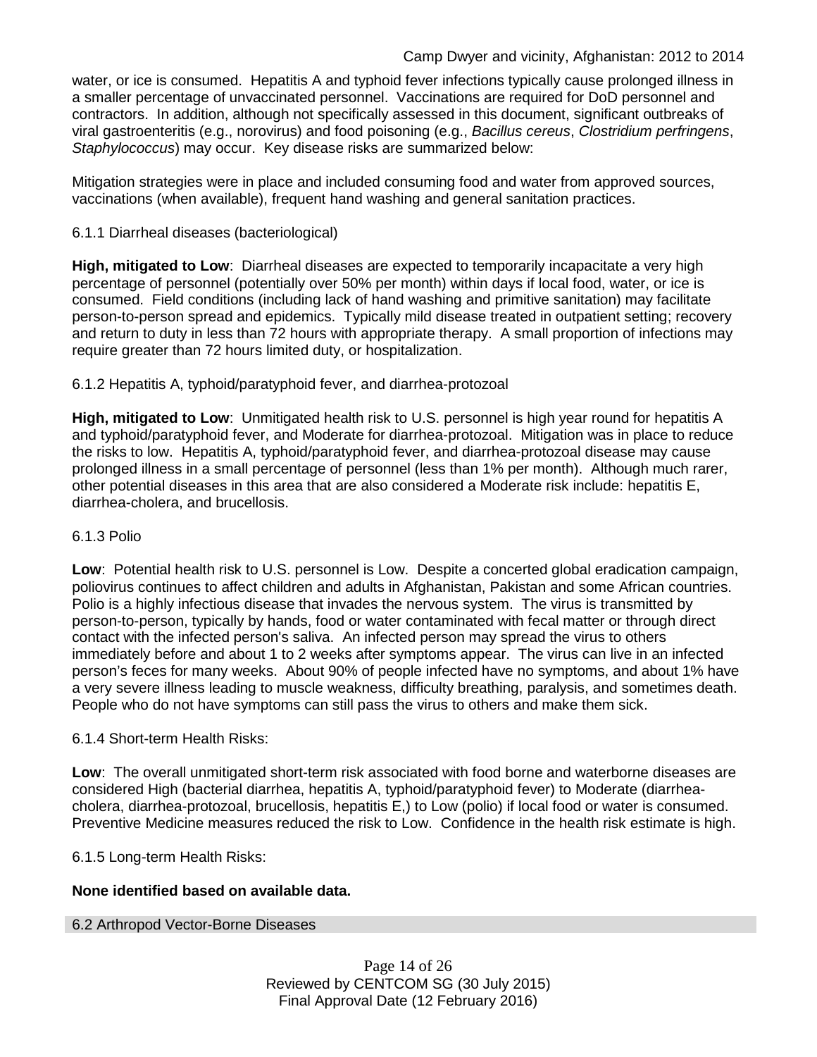water, or ice is consumed. Hepatitis A and typhoid fever infections typically cause prolonged illness in a smaller percentage of unvaccinated personnel. Vaccinations are required for DoD personnel and contractors. In addition, although not specifically assessed in this document, significant outbreaks of viral gastroenteritis (e.g., norovirus) and food poisoning (e.g., *Bacillus cereus*, *Clostridium perfringens*, *Staphylococcus*) may occur. Key disease risks are summarized below:

Mitigation strategies were in place and included consuming food and water from approved sources, vaccinations (when available), frequent hand washing and general sanitation practices.

#### 6.1.1 Diarrheal diseases (bacteriological)

**High, mitigated to Low**: Diarrheal diseases are expected to temporarily incapacitate a very high percentage of personnel (potentially over 50% per month) within days if local food, water, or ice is consumed. Field conditions (including lack of hand washing and primitive sanitation) may facilitate person-to-person spread and epidemics. Typically mild disease treated in outpatient setting; recovery and return to duty in less than 72 hours with appropriate therapy. A small proportion of infections may require greater than 72 hours limited duty, or hospitalization.

#### 6.1.2 Hepatitis A, typhoid/paratyphoid fever, and diarrhea-protozoal

**High, mitigated to Low**: Unmitigated health risk to U.S. personnel is high year round for hepatitis A and typhoid/paratyphoid fever, and Moderate for diarrhea-protozoal. Mitigation was in place to reduce the risks to low. Hepatitis A, typhoid/paratyphoid fever, and diarrhea-protozoal disease may cause prolonged illness in a small percentage of personnel (less than 1% per month). Although much rarer, other potential diseases in this area that are also considered a Moderate risk include: hepatitis E, diarrhea-cholera, and brucellosis.

#### 6.1.3 Polio

**Low**: Potential health risk to U.S. personnel is Low. Despite a concerted global eradication campaign, poliovirus continues to affect children and adults in Afghanistan, Pakistan and some African countries. Polio is a highly infectious disease that invades the nervous system. The virus is transmitted by person-to-person, typically by hands, food or water contaminated with fecal matter or through direct contact with the infected person's saliva. An infected person may spread the virus to others immediately before and about 1 to 2 weeks after symptoms appear. The virus can live in an infected person's feces for many weeks. About 90% of people infected have no symptoms, and about 1% have a very severe illness leading to muscle weakness, difficulty breathing, paralysis, and sometimes death. People who do not have symptoms can still pass the virus to others and make them sick.

#### 6.1.4 Short-term Health Risks:

**Low**: The overall unmitigated short-term risk associated with food borne and waterborne diseases are considered High (bacterial diarrhea, hepatitis A, typhoid/paratyphoid fever) to Moderate (diarrhea-cholera, diarrhea-protozoal, brucellosis, hepatitis E,) to Low (polio) if local food or water is consumed. Preventive Medicine measures reduced the risk to Low. Confidence in the health risk estimate is high.

#### 6.1.5 Long-term Health Risks:

**None identified based on available data.**

### 6.2 Arthropod Vector-Borne Diseases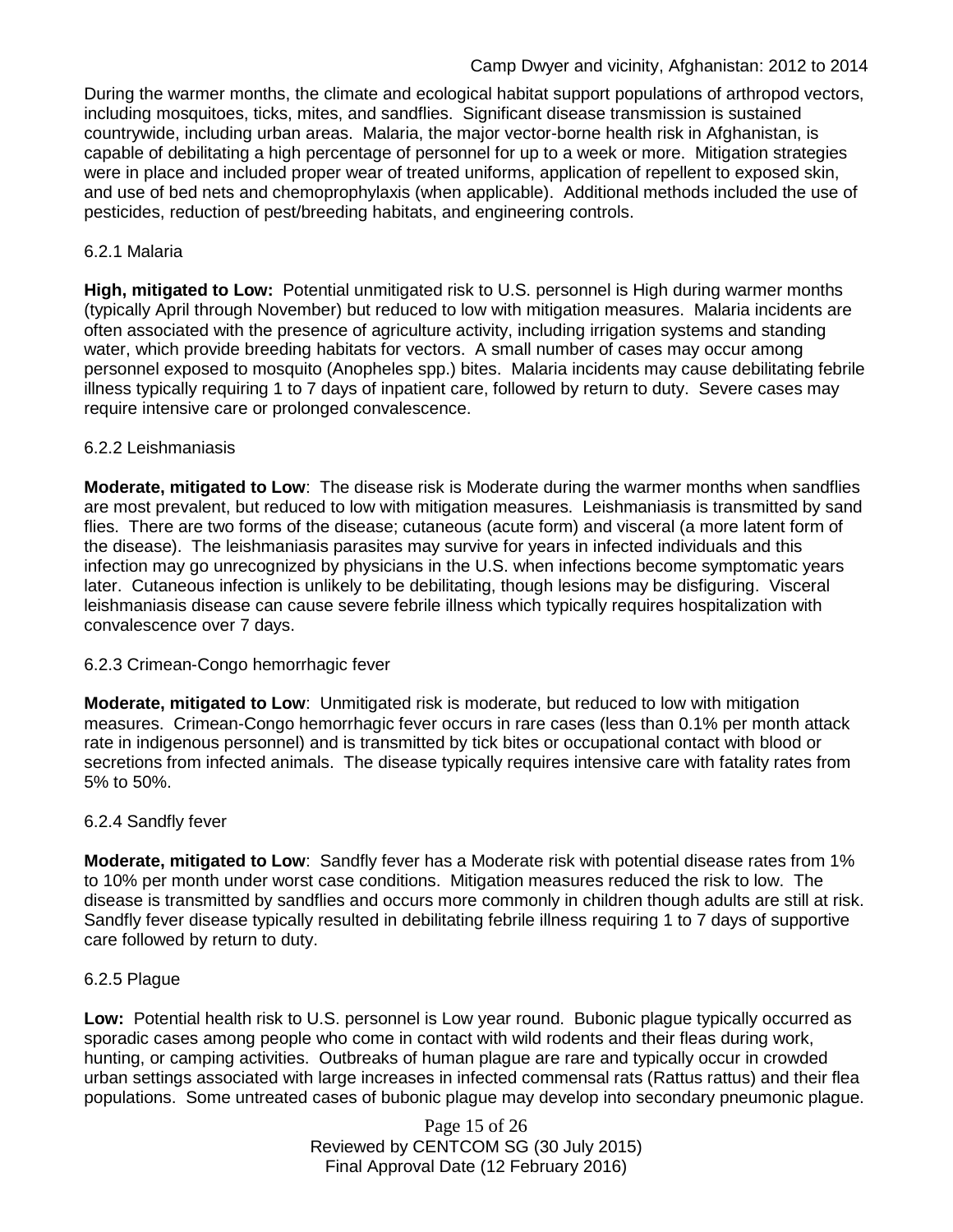During the warmer months, the climate and ecological habitat support populations of arthropod vectors, including mosquitoes, ticks, mites, and sandflies. Significant disease transmission is sustained countrywide, including urban areas. Malaria, the major vector-borne health risk in Afghanistan, is capable of debilitating a high percentage of personnel for up to a week or more. Mitigation strategies were in place and included proper wear of treated uniforms, application of repellent to exposed skin, and use of bed nets and chemoprophylaxis (when applicable). Additional methods included the use of pesticides, reduction of pest/breeding habitats, and engineering controls.

#### 6.2.1 Malaria

**High, mitigated to Low:** Potential unmitigated risk to U.S. personnel is High during warmer months (typically April through November) but reduced to low with mitigation measures. Malaria incidents are often associated with the presence of agriculture activity, including irrigation systems and standing water, which provide breeding habitats for vectors. A small number of cases may occur among personnel exposed to mosquito (Anopheles spp.) bites. Malaria incidents may cause debilitating febrile illness typically requiring 1 to 7 days of inpatient care, followed by return to duty. Severe cases may require intensive care or prolonged convalescence.

#### 6.2.2 Leishmaniasis

**Moderate, mitigated to Low**: The disease risk is Moderate during the warmer months when sandflies are most prevalent, but reduced to low with mitigation measures. Leishmaniasis is transmitted by sand flies. There are two forms of the disease; cutaneous (acute form) and visceral (a more latent form of the disease). The leishmaniasis parasites may survive for years in infected individuals and this infection may go unrecognized by physicians in the U.S. when infections become symptomatic years later. Cutaneous infection is unlikely to be debilitating, though lesions may be disfiguring. Visceral leishmaniasis disease can cause severe febrile illness which typically requires hospitalization with convalescence over 7 days.

#### 6.2.3 Crimean-Congo hemorrhagic fever

**Moderate, mitigated to Low**: Unmitigated risk is moderate, but reduced to low with mitigation measures. Crimean-Congo hemorrhagic fever occurs in rare cases (less than 0.1% per month attack rate in indigenous personnel) and is transmitted by tick bites or occupational contact with blood or secretions from infected animals. The disease typically requires intensive care with fatality rates from 5% to 50%.

#### 6.2.4 Sandfly fever

**Moderate, mitigated to Low**: Sandfly fever has a Moderate risk with potential disease rates from 1% to 10% per month under worst case conditions. Mitigation measures reduced the risk to low. The disease is transmitted by sandflies and occurs more commonly in children though adults are still at risk. Sandfly fever disease typically resulted in debilitating febrile illness requiring 1 to 7 days of supportive care followed by return to duty.

#### 6.2.5 Plague

**Low:** Potential health risk to U.S. personnel is Low year round. Bubonic plague typically occurred as sporadic cases among people who come in contact with wild rodents and their fleas during work, hunting, or camping activities. Outbreaks of human plague are rare and typically occur in crowded urban settings associated with large increases in infected commensal rats (Rattus rattus) and their flea populations. Some untreated cases of bubonic plague may develop into secondary pneumonic plague.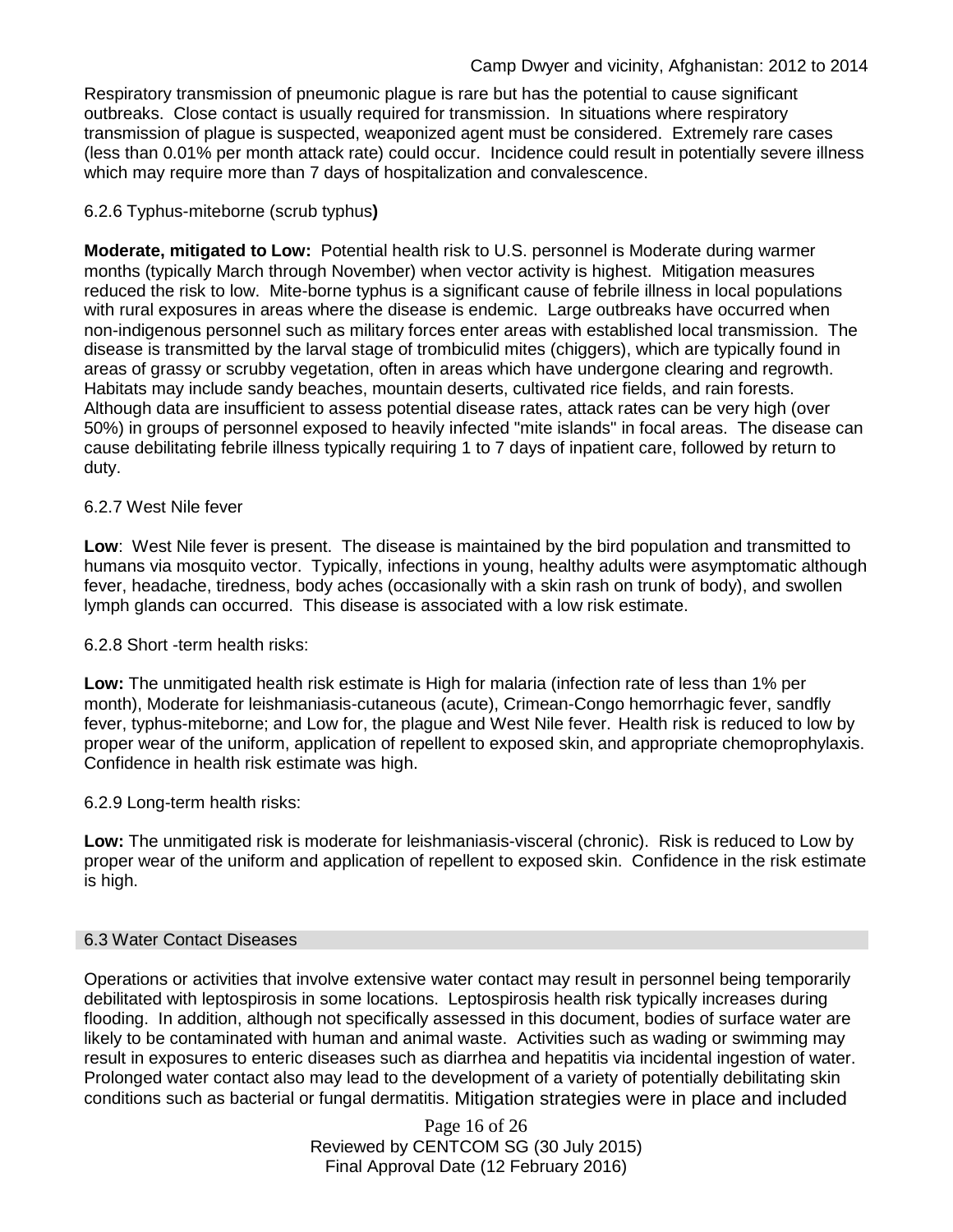Respiratory transmission of pneumonic plague is rare but has the potential to cause significant outbreaks. Close contact is usually required for transmission. In situations where respiratory transmission of plague is suspected, weaponized agent must be considered. Extremely rare cases (less than 0.01% per month attack rate) could occur. Incidence could result in potentially severe illness which may require more than 7 days of hospitalization and convalescence.

#### 6.2.6 Typhus-miteborne (scrub typhus**)**

**Moderate, mitigated to Low:** Potential health risk to U.S. personnel is Moderate during warmer months (typically March through November) when vector activity is highest. Mitigation measures reduced the risk to low. Mite-borne typhus is a significant cause of febrile illness in local populations with rural exposures in areas where the disease is endemic. Large outbreaks have occurred when non-indigenous personnel such as military forces enter areas with established local transmission. The disease is transmitted by the larval stage of trombiculid mites (chiggers), which are typically found in areas of grassy or scrubby vegetation, often in areas which have undergone clearing and regrowth. Habitats may include sandy beaches, mountain deserts, cultivated rice fields, and rain forests. Although data are insufficient to assess potential disease rates, attack rates can be very high (over 50%) in groups of personnel exposed to heavily infected "mite islands" in focal areas. The disease can cause debilitating febrile illness typically requiring 1 to 7 days of inpatient care, followed by return to duty.

#### 6.2.7 West Nile fever

**Low**: West Nile fever is present. The disease is maintained by the bird population and transmitted to humans via mosquito vector. Typically, infections in young, healthy adults were asymptomatic although fever, headache, tiredness, body aches (occasionally with a skin rash on trunk of body), and swollen lymph glands can occurred. This disease is associated with a low risk estimate.

#### 6.2.8 Short -term health risks:

**Low:** The unmitigated health risk estimate is High for malaria (infection rate of less than 1% per month), Moderate for leishmaniasis-cutaneous (acute), Crimean-Congo hemorrhagic fever, sandfly fever, typhus-miteborne; and Low for, the plague and West Nile fever. Health risk is reduced to low by proper wear of the uniform, application of repellent to exposed skin, and appropriate chemoprophylaxis. Confidence in health risk estimate was high.

#### 6.2.9 Long-term health risks:

**Low:** The unmitigated risk is moderate for leishmaniasis-visceral (chronic). Risk is reduced to Low by proper wear of the uniform and application of repellent to exposed skin. Confidence in the risk estimate is high.

### 6.3 Water Contact Diseases

Operations or activities that involve extensive water contact may result in personnel being temporarily debilitated with leptospirosis in some locations. Leptospirosis health risk typically increases during flooding. In addition, although not specifically assessed in this document, bodies of surface water are likely to be contaminated with human and animal waste. Activities such as wading or swimming may result in exposures to enteric diseases such as diarrhea and hepatitis via incidental ingestion of water. Prolonged water contact also may lead to the development of a variety of potentially debilitating skin conditions such as bacterial or fungal dermatitis. Mitigation strategies were in place and included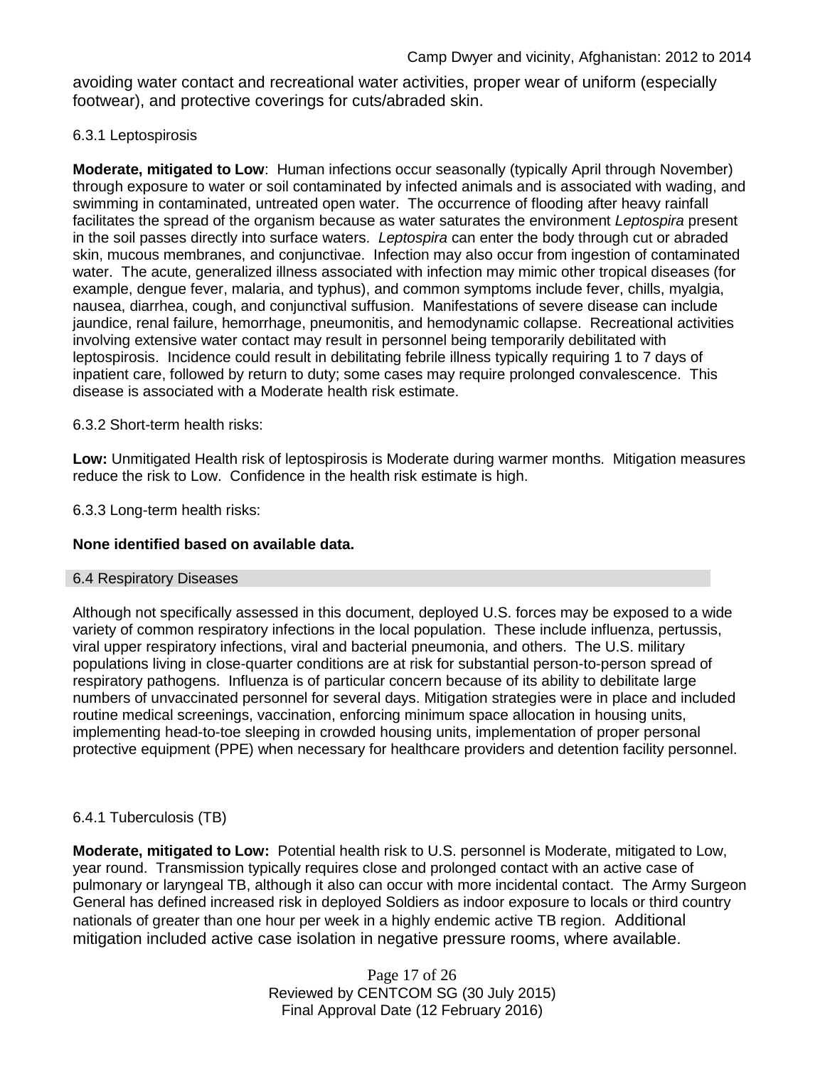avoiding water contact and recreational water activities, proper wear of uniform (especially footwear), and protective coverings for cuts/abraded skin.

#### 6.3.1 Leptospirosis

**Moderate, mitigated to Low**: Human infections occur seasonally (typically April through November) through exposure to water or soil contaminated by infected animals and is associated with wading, and swimming in contaminated, untreated open water. The occurrence of flooding after heavy rainfall facilitates the spread of the organism because as water saturates the environment *Leptospira* present in the soil passes directly into surface waters. *Leptospira* can enter the body through cut or abraded skin, mucous membranes, and conjunctivae. Infection may also occur from ingestion of contaminated water. The acute, generalized illness associated with infection may mimic other tropical diseases (for example, dengue fever, malaria, and typhus), and common symptoms include fever, chills, myalgia, nausea, diarrhea, cough, and conjunctival suffusion. Manifestations of severe disease can include jaundice, renal failure, hemorrhage, pneumonitis, and hemodynamic collapse. Recreational activities involving extensive water contact may result in personnel being temporarily debilitated with leptospirosis. Incidence could result in debilitating febrile illness typically requiring 1 to 7 days of inpatient care, followed by return to duty; some cases may require prolonged convalescence. This disease is associated with a Moderate health risk estimate.

#### 6.3.2 Short-term health risks:

**Low:** Unmitigated Health risk of leptospirosis is Moderate during warmer months. Mitigation measures reduce the risk to Low. Confidence in the health risk estimate is high.

#### 6.3.3 Long-term health risks:

**None identified based on available data.**

### 6.4 Respiratory Diseases

Although not specifically assessed in this document, deployed U.S. forces may be exposed to a wide variety of common respiratory infections in the local population. These include influenza, pertussis, viral upper respiratory infections, viral and bacterial pneumonia, and others. The U.S. military populations living in close-quarter conditions are at risk for substantial person-to-person spread of respiratory pathogens. Influenza is of particular concern because of its ability to debilitate large numbers of unvaccinated personnel for several days. Mitigation strategies were in place and included routine medical screenings, vaccination, enforcing minimum space allocation in housing units, implementing head-to-toe sleeping in crowded housing units, implementation of proper personal protective equipment (PPE) when necessary for healthcare providers and detention facility personnel.

#### 6.4.1 Tuberculosis (TB)

**Moderate, mitigated to Low:** Potential health risk to U.S. personnel is Moderate, mitigated to Low, year round. Transmission typically requires close and prolonged contact with an active case of pulmonary or laryngeal TB, although it also can occur with more incidental contact. The Army Surgeon General has defined increased risk in deployed Soldiers as indoor exposure to locals or third country nationals of greater than one hour per week in a highly endemic active TB region. Additional mitigation included active case isolation in negative pressure rooms, where available.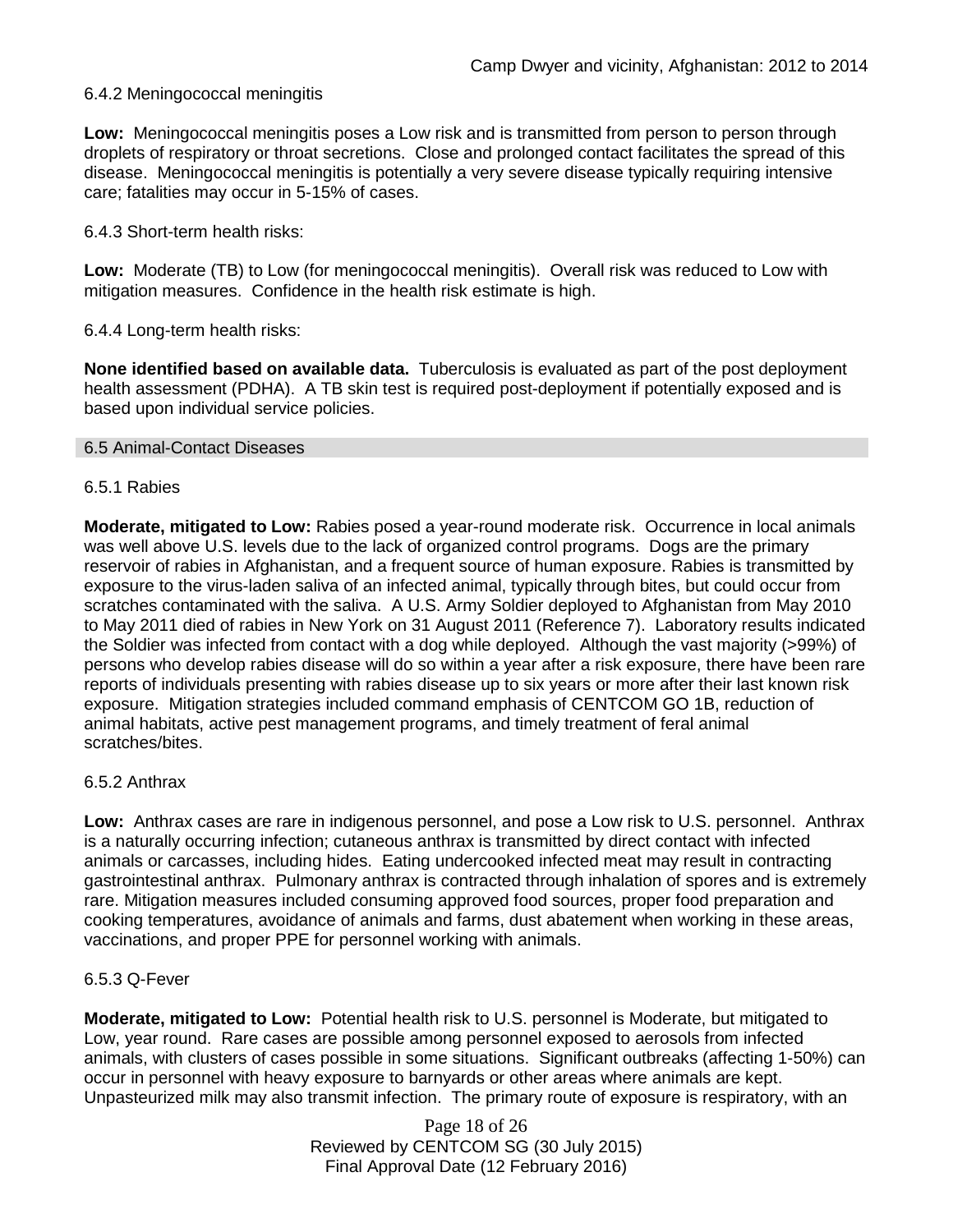6.4.2 Meningococcal meningitis

**Low:** Meningococcal meningitis poses a Low risk and is transmitted from person to person through droplets of respiratory or throat secretions. Close and prolonged contact facilitates the spread of this disease. Meningococcal meningitis is potentially a very severe disease typically requiring intensive care; fatalities may occur in 5-15% of cases.

6.4.3 Short-term health risks:

**Low:** Moderate (TB) to Low (for meningococcal meningitis). Overall risk was reduced to Low with mitigation measures. Confidence in the health risk estimate is high.

6.4.4 Long-term health risks:

**None identified based on available data.** Tuberculosis is evaluated as part of the post deployment health assessment (PDHA). A TB skin test is required post-deployment if potentially exposed and is based upon individual service policies.

## 6.5 Animal-Contact Diseases

6.5.1 Rabies

**Moderate, mitigated to Low:** Rabies posed a year-round moderate risk. Occurrence in local animals was well above U.S. levels due to the lack of organized control programs. Dogs are the primary reservoir of rabies in Afghanistan, and a frequent source of human exposure. Rabies is transmitted by exposure to the virus-laden saliva of an infected animal, typically through bites, but could occur from scratches contaminated with the saliva. A U.S. Army Soldier deployed to Afghanistan from May 2010 to May 2011 died of rabies in New York on 31 August 2011 (Reference 7). Laboratory results indicated the Soldier was infected from contact with a dog while deployed. Although the vast majority (>99%) of persons who develop rabies disease will do so within a year after a risk exposure, there have been rare reports of individuals presenting with rabies disease up to six years or more after their last known risk exposure. Mitigation strategies included command emphasis of CENTCOM GO 1B, reduction of animal habitats, active pest management programs, and timely treatment of feral animal scratches/bites.

6.5.2 Anthrax

**Low:** Anthrax cases are rare in indigenous personnel, and pose a Low risk to U.S. personnel. Anthrax is a naturally occurring infection; cutaneous anthrax is transmitted by direct contact with infected animals or carcasses, including hides. Eating undercooked infected meat may result in contracting gastrointestinal anthrax. Pulmonary anthrax is contracted through inhalation of spores and is extremely rare. Mitigation measures included consuming approved food sources, proper food preparation and cooking temperatures, avoidance of animals and farms, dust abatement when working in these areas, vaccinations, and proper PPE for personnel working with animals.

6.5.3 Q-Fever

**Moderate, mitigated to Low:** Potential health risk to U.S. personnel is Moderate, but mitigated to Low, year round. Rare cases are possible among personnel exposed to aerosols from infected animals, with clusters of cases possible in some situations. Significant outbreaks (affecting 1-50%) can occur in personnel with heavy exposure to barnyards or other areas where animals are kept. Unpasteurized milk may also transmit infection. The primary route of exposure is respiratory, with an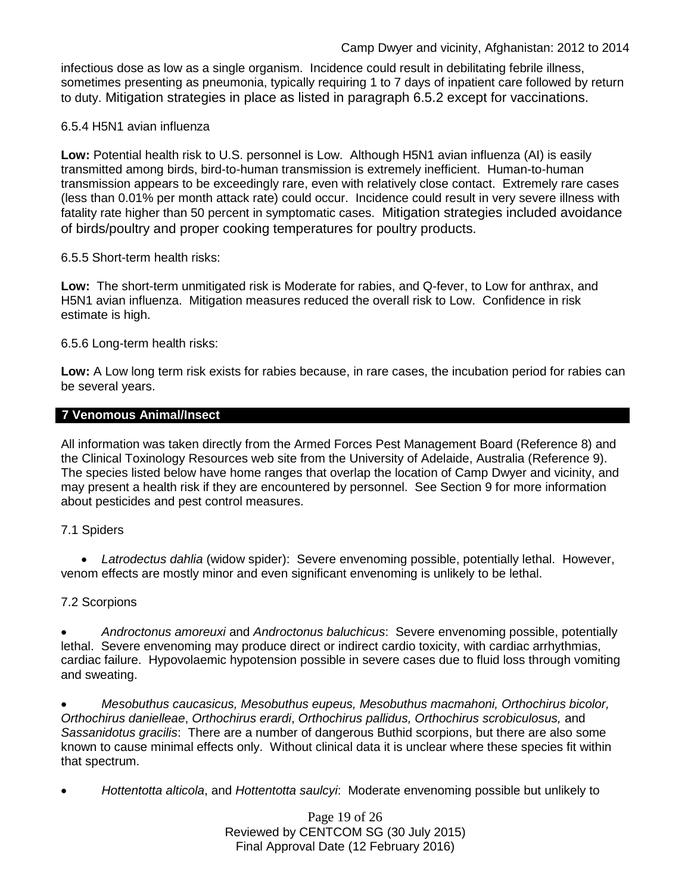infectious dose as low as a single organism. Incidence could result in debilitating febrile illness, sometimes presenting as pneumonia, typically requiring 1 to 7 days of inpatient care followed by return to duty. Mitigation strategies in place as listed in paragraph 6.5.2 except for vaccinations.

6.5.4 H5N1 avian influenza

**Low:** Potential health risk to U.S. personnel is Low. Although H5N1 avian influenza (AI) is easily transmitted among birds, bird-to-human transmission is extremely inefficient. Human-to-human transmission appears to be exceedingly rare, even with relatively close contact. Extremely rare cases (less than 0.01% per month attack rate) could occur. Incidence could result in very severe illness with fatality rate higher than 50 percent in symptomatic cases. Mitigation strategies included avoidance of birds/poultry and proper cooking temperatures for poultry products.

6.5.5 Short-term health risks:

**Low:** The short-term unmitigated risk is Moderate for rabies, and Q-fever, to Low for anthrax, and H5N1 avian influenza. Mitigation measures reduced the overall risk to Low. Confidence in risk estimate is high.

6.5.6 Long-term health risks:

**Low:** A Low long term risk exists for rabies because, in rare cases, the incubation period for rabies can be several years.

## 7 Venomous Animal/Insect

All information was taken directly from the Armed Forces Pest Management Board (Reference 8) and the Clinical Toxinology Resources web site from the University of Adelaide, Australia (Reference 9). The species listed below have home ranges that overlap the location of Camp Dwyer and vicinity, and may present a health risk if they are encountered by personnel. See Section 9 for more information about pesticides and pest control measures.

7.1 Spiders

- *Latrodectus dahlia* (widow spider): Severe envenoming possible, potentially lethal. However, venom effects are mostly minor and even significant envenoming is unlikely to be lethal.

7.2 Scorpions

- *Androctonus amoreuxi* and *Androctonus baluchicus*: Severe envenoming possible, potentially lethal. Severe envenoming may produce direct or indirect cardio toxicity, with cardiac arrhythmias, cardiac failure. Hypovolaemic hypotension possible in severe cases due to fluid loss through vomiting and sweating.

- *Mesobuthus caucasicus, Mesobuthus eupeus, Mesobuthus macmahoni, Orthochirus bicolor, Orthochirus danielleae*, *Orthochirus erardi*, *Orthochirus pallidus, Orthochirus scrobiculosus,* and *Sassanidotus gracilis*: There are a number of dangerous Buthid scorpions, but there are also some known to cause minimal effects only. Without clinical data it is unclear where these species fit within that spectrum.

- *Hottentotta alticola*, and *Hottentotta saulcyi*: Moderate envenoming possible but unlikely to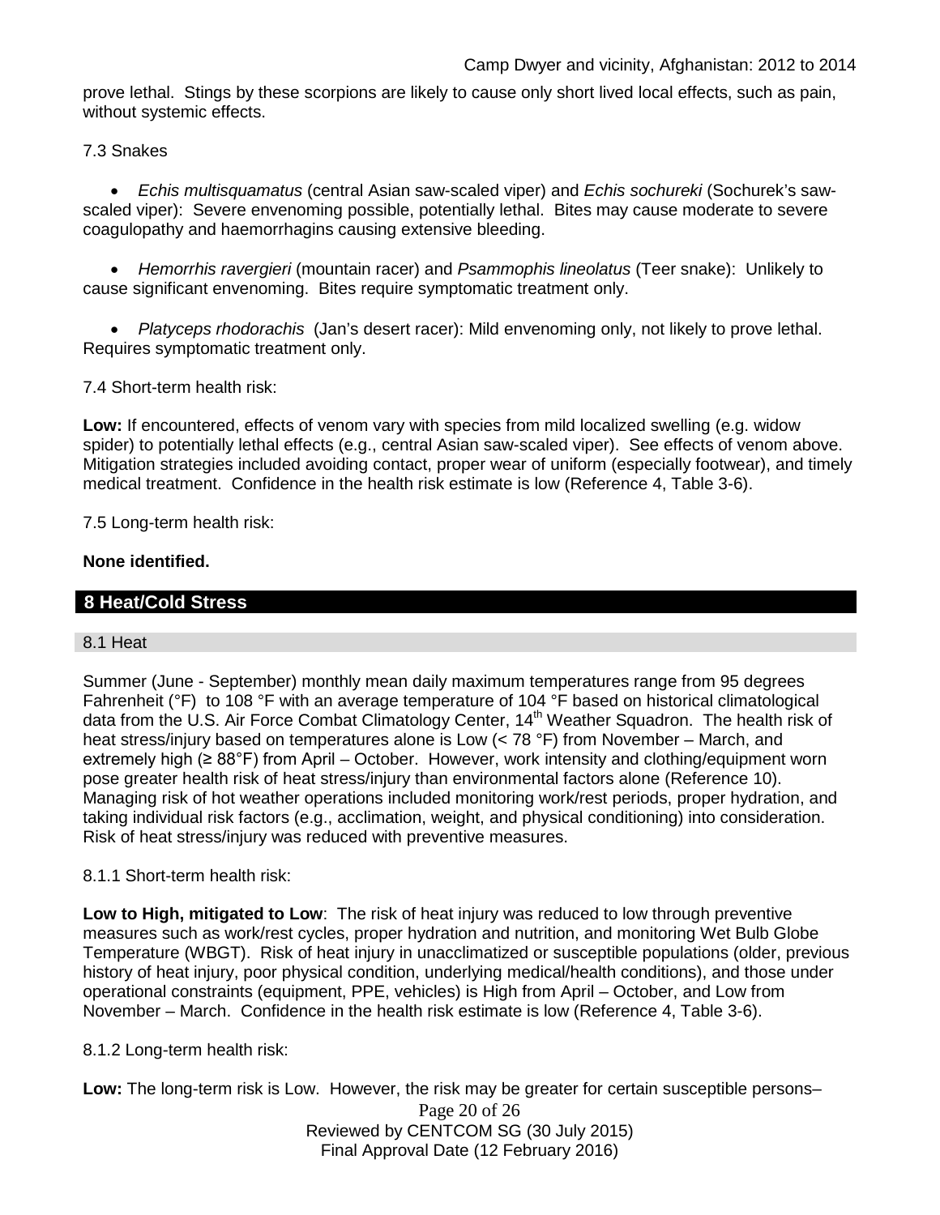prove lethal. Stings by these scorpions are likely to cause only short lived local effects, such as pain, without systemic effects.

7.3 Snakes

- *Echis multisquamatus* (central Asian saw-scaled viper) and *Echis sochureki* (Sochurek's saw-scaled viper): Severe envenoming possible, potentially lethal. Bites may cause moderate to severe coagulopathy and haemorrhagins causing extensive bleeding.

- *Hemorrhis ravergieri* (mountain racer) and *Psammophis lineolatus* (Teer snake): Unlikely to cause significant envenoming. Bites require symptomatic treatment only.

- *Platyceps rhodorachis* (Jan's desert racer): Mild envenoming only, not likely to prove lethal. Requires symptomatic treatment only.

7.4 Short-term health risk:

**Low:** If encountered, effects of venom vary with species from mild localized swelling (e.g. widow spider) to potentially lethal effects (e.g., central Asian saw-scaled viper). See effects of venom above. Mitigation strategies included avoiding contact, proper wear of uniform (especially footwear), and timely medical treatment. Confidence in the health risk estimate is low (Reference 4, Table 3-6).

7.5 Long-term health risk:

**None identified.**

## 8 Heat/Cold Stress

### 8.1 Heat

Summer (June - September) monthly mean daily maximum temperatures range from 95 degrees Fahrenheit (°F) to 108 °F with an average temperature of 104 °F based on historical climatological data from the U.S. Air Force Combat Climatology Center, 14th Weather Squadron. The health risk of heat stress/injury based on temperatures alone is Low (< 78 °F) from November – March, and extremely high (≥ 88°F) from April – October. However, work intensity and clothing/equipment worn pose greater health risk of heat stress/injury than environmental factors alone (Reference 10). Managing risk of hot weather operations included monitoring work/rest periods, proper hydration, and taking individual risk factors (e.g., acclimation, weight, and physical conditioning) into consideration. Risk of heat stress/injury was reduced with preventive measures.

8.1.1 Short-term health risk:

**Low to High, mitigated to Low**: The risk of heat injury was reduced to low through preventive measures such as work/rest cycles, proper hydration and nutrition, and monitoring Wet Bulb Globe Temperature (WBGT). Risk of heat injury in unacclimatized or susceptible populations (older, previous history of heat injury, poor physical condition, underlying medical/health conditions), and those under operational constraints (equipment, PPE, vehicles) is High from April – October, and Low from November – March. Confidence in the health risk estimate is low (Reference 4, Table 3-6).

8.1.2 Long-term health risk:

**Low:** The long-term risk is Low. However, the risk may be greater for certain susceptible persons–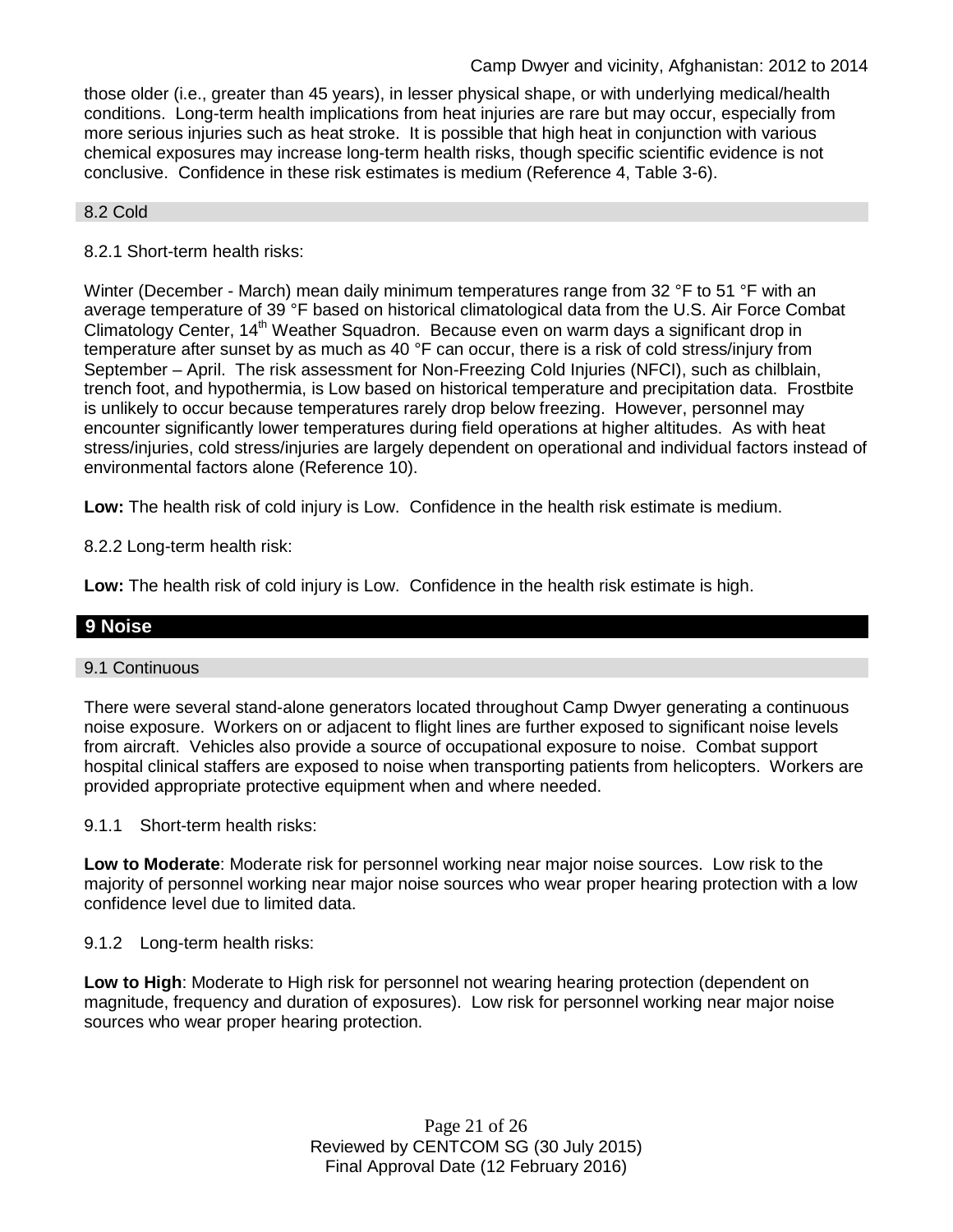those older (i.e., greater than 45 years), in lesser physical shape, or with underlying medical/health conditions. Long-term health implications from heat injuries are rare but may occur, especially from more serious injuries such as heat stroke. It is possible that high heat in conjunction with various chemical exposures may increase long-term health risks, though specific scientific evidence is not conclusive. Confidence in these risk estimates is medium (Reference 4, Table 3-6).

### 8.2 Cold

8.2.1 Short-term health risks:

Winter (December - March) mean daily minimum temperatures range from 32 °F to 51 °F with an average temperature of 39 °F based on historical climatological data from the U.S. Air Force Combat Climatology Center, 14th Weather Squadron. Because even on warm days a significant drop in temperature after sunset by as much as 40 °F can occur, there is a risk of cold stress/injury from September – April. The risk assessment for Non-Freezing Cold Injuries (NFCI), such as chilblain, trench foot, and hypothermia, is Low based on historical temperature and precipitation data. Frostbite is unlikely to occur because temperatures rarely drop below freezing. However, personnel may encounter significantly lower temperatures during field operations at higher altitudes. As with heat stress/injuries, cold stress/injuries are largely dependent on operational and individual factors instead of environmental factors alone (Reference 10).

**Low:** The health risk of cold injury is Low. Confidence in the health risk estimate is medium.

8.2.2 Long-term health risk:

**Low:** The health risk of cold injury is Low. Confidence in the health risk estimate is high.

## 9 Noise

### 9.1 Continuous

There were several stand-alone generators located throughout Camp Dwyer generating a continuous noise exposure. Workers on or adjacent to flight lines are further exposed to significant noise levels from aircraft. Vehicles also provide a source of occupational exposure to noise. Combat support hospital clinical staffers are exposed to noise when transporting patients from helicopters. Workers are provided appropriate protective equipment when and where needed.

9.1.1 Short-term health risks:

**Low to Moderate**: Moderate risk for personnel working near major noise sources. Low risk to the majority of personnel working near major noise sources who wear proper hearing protection with a low confidence level due to limited data.

9.1.2 Long-term health risks:

**Low to High**: Moderate to High risk for personnel not wearing hearing protection (dependent on magnitude, frequency and duration of exposures). Low risk for personnel working near major noise sources who wear proper hearing protection.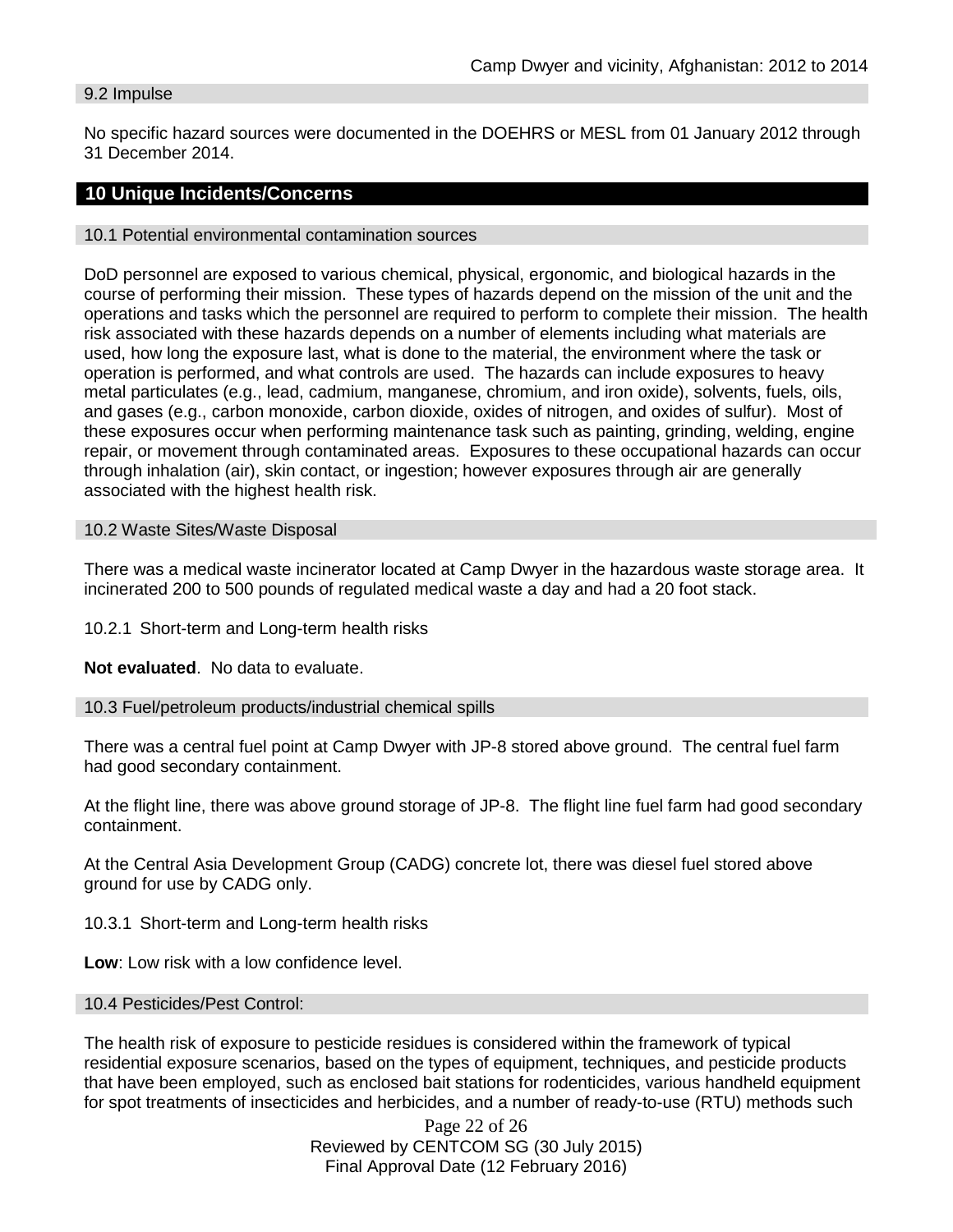### 9.2 Impulse

No specific hazard sources were documented in the DOEHRS or MESL from 01 January 2012 through 31 December 2014.

## 10 Unique Incidents/Concerns

### 10.1 Potential environmental contamination sources

DoD personnel are exposed to various chemical, physical, ergonomic, and biological hazards in the course of performing their mission. These types of hazards depend on the mission of the unit and the operations and tasks which the personnel are required to perform to complete their mission. The health risk associated with these hazards depends on a number of elements including what materials are used, how long the exposure last, what is done to the material, the environment where the task or operation is performed, and what controls are used. The hazards can include exposures to heavy metal particulates (e.g., lead, cadmium, manganese, chromium, and iron oxide), solvents, fuels, oils, and gases (e.g., carbon monoxide, carbon dioxide, oxides of nitrogen, and oxides of sulfur). Most of these exposures occur when performing maintenance task such as painting, grinding, welding, engine repair, or movement through contaminated areas. Exposures to these occupational hazards can occur through inhalation (air), skin contact, or ingestion; however exposures through air are generally associated with the highest health risk.

### 10.2 Waste Sites/Waste Disposal

There was a medical waste incinerator located at Camp Dwyer in the hazardous waste storage area. It incinerated 200 to 500 pounds of regulated medical waste a day and had a 20 foot stack.

10.2.1 Short-term and Long-term health risks

**Not evaluated**. No data to evaluate.

### 10.3 Fuel/petroleum products/industrial chemical spills

There was a central fuel point at Camp Dwyer with JP-8 stored above ground. The central fuel farm had good secondary containment.

At the flight line, there was above ground storage of JP-8. The flight line fuel farm had good secondary containment.

At the Central Asia Development Group (CADG) concrete lot, there was diesel fuel stored above ground for use by CADG only.

10.3.1 Short-term and Long-term health risks

**Low**: Low risk with a low confidence level.

### 10.4 Pesticides/Pest Control:

The health risk of exposure to pesticide residues is considered within the framework of typical residential exposure scenarios, based on the types of equipment, techniques, and pesticide products that have been employed, such as enclosed bait stations for rodenticides, various handheld equipment for spot treatments of insecticides and herbicides, and a number of ready-to-use (RTU) methods such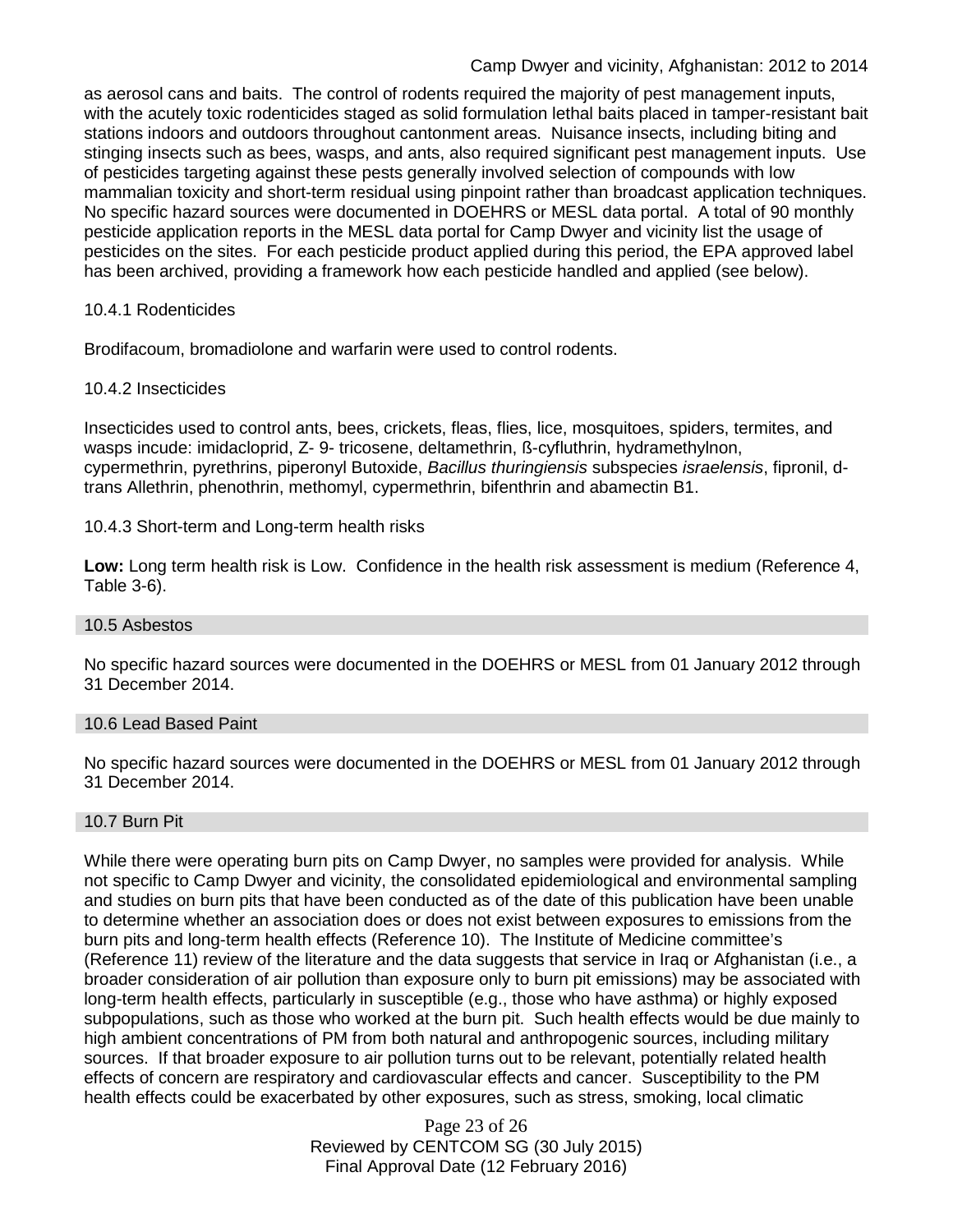as aerosol cans and baits. The control of rodents required the majority of pest management inputs, with the acutely toxic rodenticides staged as solid formulation lethal baits placed in tamper-resistant bait stations indoors and outdoors throughout cantonment areas. Nuisance insects, including biting and stinging insects such as bees, wasps, and ants, also required significant pest management inputs. Use of pesticides targeting against these pests generally involved selection of compounds with low mammalian toxicity and short-term residual using pinpoint rather than broadcast application techniques. No specific hazard sources were documented in DOEHRS or MESL data portal. A total of 90 monthly pesticide application reports in the MESL data portal for Camp Dwyer and vicinity list the usage of pesticides on the sites. For each pesticide product applied during this period, the EPA approved label has been archived, providing a framework how each pesticide handled and applied (see below).

10.4.1 Rodenticides

Brodifacoum, bromadiolone and warfarin were used to control rodents.

10.4.2 Insecticides

Insecticides used to control ants, bees, crickets, fleas, flies, lice, mosquitoes, spiders, termites, and wasps incude: imidacloprid, Z- 9- tricosene, deltamethrin, ß-cyfluthrin, hydramethylnon, cypermethrin, pyrethrins, piperonyl Butoxide, *Bacillus thuringiensis* subspecies *israelensis*, fipronil, d-trans Allethrin, phenothrin, methomyl, cypermethrin, bifenthrin and abamectin B1.

10.4.3 Short-term and Long-term health risks

**Low:** Long term health risk is Low. Confidence in the health risk assessment is medium (Reference 4, Table 3-6).

## 10.5 Asbestos

No specific hazard sources were documented in the DOEHRS or MESL from 01 January 2012 through 31 December 2014.

## 10.6 Lead Based Paint

No specific hazard sources were documented in the DOEHRS or MESL from 01 January 2012 through 31 December 2014.

## 10.7 Burn Pit

While there were operating burn pits on Camp Dwyer, no samples were provided for analysis. While not specific to Camp Dwyer and vicinity, the consolidated epidemiological and environmental sampling and studies on burn pits that have been conducted as of the date of this publication have been unable to determine whether an association does or does not exist between exposures to emissions from the burn pits and long-term health effects (Reference 10). The Institute of Medicine committee's (Reference 11) review of the literature and the data suggests that service in Iraq or Afghanistan (i.e., a broader consideration of air pollution than exposure only to burn pit emissions) may be associated with long-term health effects, particularly in susceptible (e.g., those who have asthma) or highly exposed subpopulations, such as those who worked at the burn pit. Such health effects would be due mainly to high ambient concentrations of PM from both natural and anthropogenic sources, including military sources. If that broader exposure to air pollution turns out to be relevant, potentially related health effects of concern are respiratory and cardiovascular effects and cancer. Susceptibility to the PM health effects could be exacerbated by other exposures, such as stress, smoking, local climatic

Reviewed by CENTCOM SG (30 July 2015)
Final Approval Date (12 February 2016)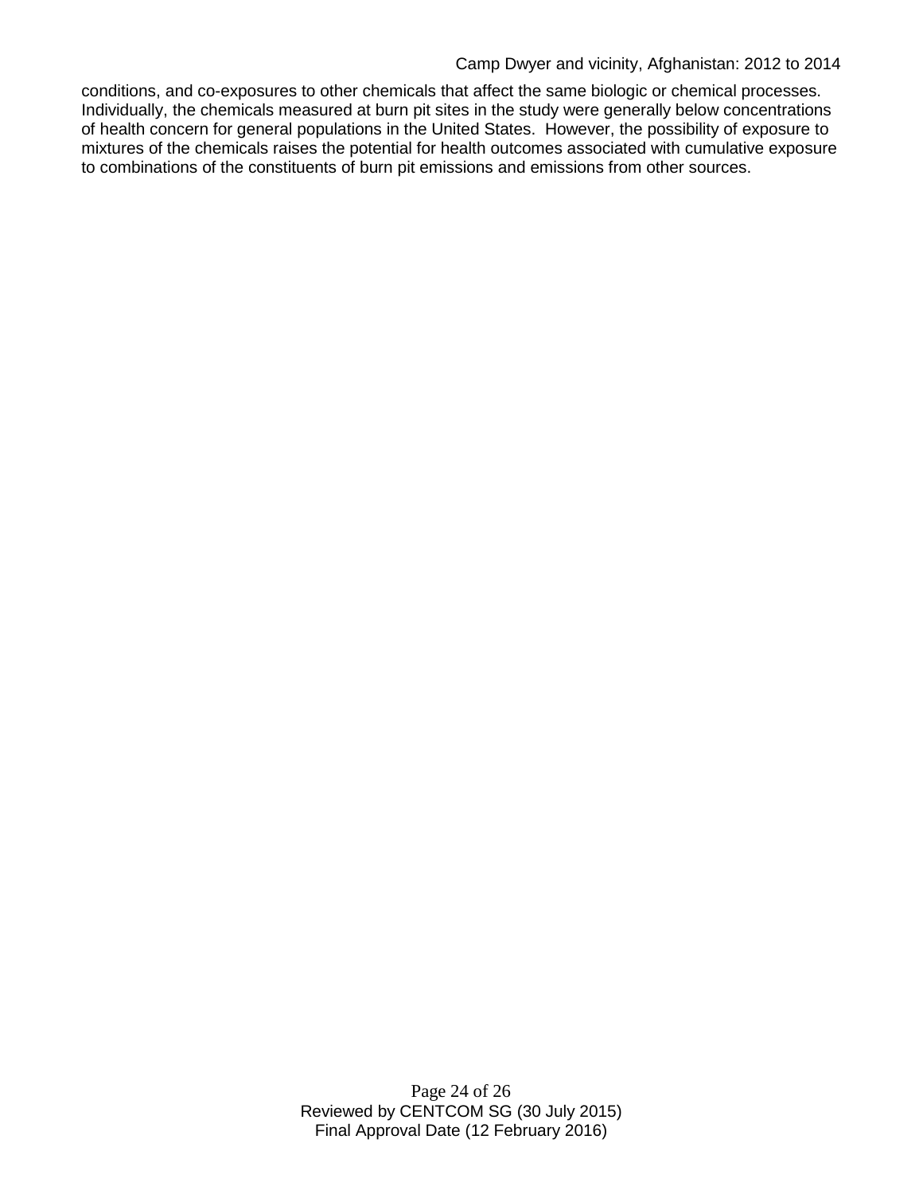conditions, and co-exposures to other chemicals that affect the same biologic or chemical processes. Individually, the chemicals measured at burn pit sites in the study were generally below concentrations of health concern for general populations in the United States. However, the possibility of exposure to mixtures of the chemicals raises the potential for health outcomes associated with cumulative exposure to combinations of the constituents of burn pit emissions and emissions from other sources.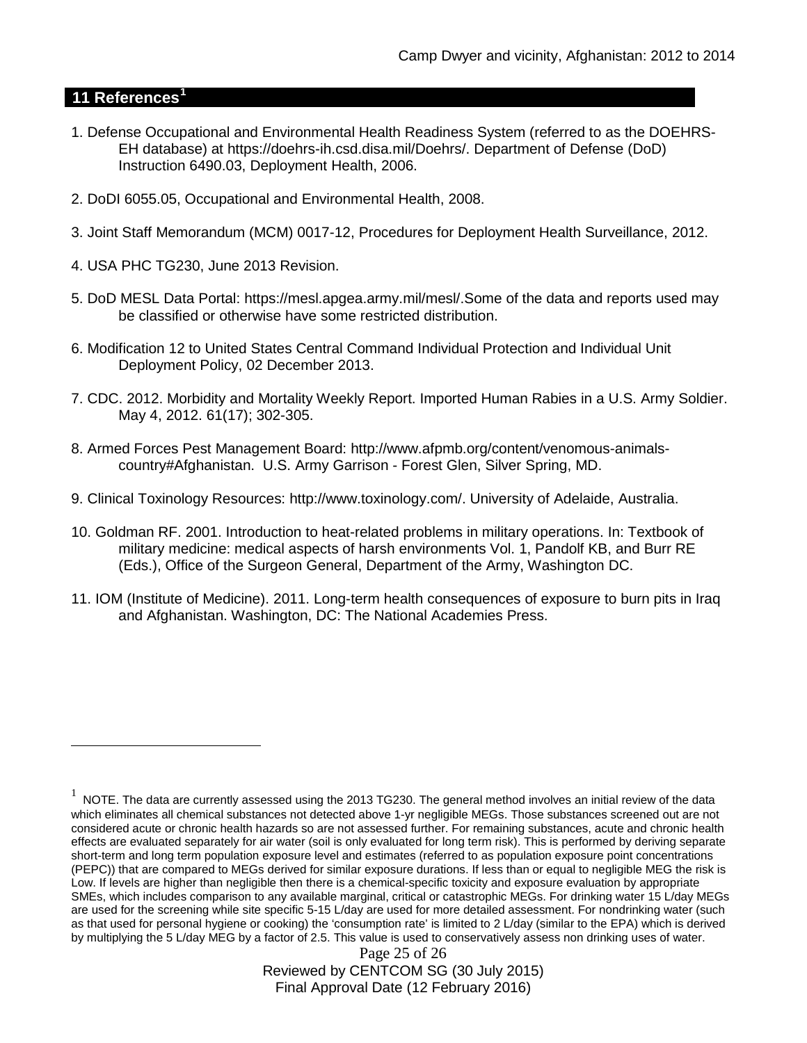## 11 References[1]

1. Defense Occupational and Environmental Health Readiness System (referred to as the DOEHRS-EH database) at https://doehrs-ih.csd.disa.mil/Doehrs/. Department of Defense (DoD) Instruction 6490.03, Deployment Health, 2006.

2. DoDI 6055.05, Occupational and Environmental Health, 2008.

3. Joint Staff Memorandum (MCM) 0017-12, Procedures for Deployment Health Surveillance, 2012.

4. USA PHC TG230, June 2013 Revision.

5. DoD MESL Data Portal: https://mesl.apgea.army.mil/mesl/.Some of the data and reports used may be classified or otherwise have some restricted distribution.

6. Modification 12 to United States Central Command Individual Protection and Individual Unit Deployment Policy, 02 December 2013.

7. CDC. 2012. Morbidity and Mortality Weekly Report. Imported Human Rabies in a U.S. Army Soldier. May 4, 2012. 61(17); 302-305.

8. Armed Forces Pest Management Board: http://www.afpmb.org/content/venomous-animals-country#Afghanistan. U.S. Army Garrison - Forest Glen, Silver Spring, MD.

9. Clinical Toxinology Resources: http://www.toxinology.com/. University of Adelaide, Australia.

10. Goldman RF. 2001. Introduction to heat-related problems in military operations. In: Textbook of military medicine: medical aspects of harsh environments Vol. 1, Pandolf KB, and Burr RE (Eds.), Office of the Surgeon General, Department of the Army, Washington DC.

11. IOM (Institute of Medicine). 2011. Long-term health consequences of exposure to burn pits in Iraq and Afghanistan. Washington, DC: The National Academies Press.

---

[1] NOTE. The data are currently assessed using the 2013 TG230. The general method involves an initial review of the data which eliminates all chemical substances not detected above 1-yr negligible MEGs. Those substances screened out are not considered acute or chronic health hazards so are not assessed further. For remaining substances, acute and chronic health effects are evaluated separately for air water (soil is only evaluated for long term risk). This is performed by deriving separate short-term and long term population exposure level and estimates (referred to as population exposure point concentrations (PEPC)) that are compared to MEGs derived for similar exposure durations. If less than or equal to negligible MEG the risk is Low. If levels are higher than negligible then there is a chemical-specific toxicity and exposure evaluation by appropriate SMEs, which includes comparison to any available marginal, critical or catastrophic MEGs. For drinking water 15 L/day MEGs are used for the screening while site specific 5-15 L/day are used for more detailed assessment. For nondrinking water (such as that used for personal hygiene or cooking) the 'consumption rate' is limited to 2 L/day (similar to the EPA) which is derived by multiplying the 5 L/day MEG by a factor of 2.5. This value is used to conservatively assess non drinking uses of water.

Reviewed by CENTCOM SG (30 July 2015)
Final Approval Date (12 February 2016)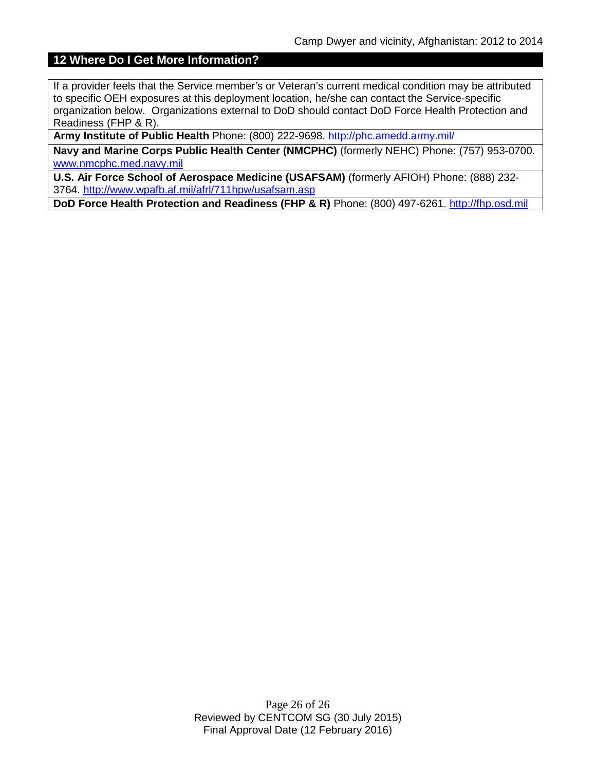## 12 Where Do I Get More Information?

| |
|---|
| If a provider feels that the Service member's or Veteran's current medical condition may be attributed to specific OEH exposures at this deployment location, he/she can contact the Service-specific organization below. Organizations external to DoD should contact DoD Force Health Protection and Readiness (FHP & R). |
| **Army Institute of Public Health** Phone: (800) 222-9698. http://phc.amedd.army.mil/ |
| **Navy and Marine Corps Public Health Center (NMCPHC)** (formerly NEHC) Phone: (757) 953-0700. www.nmcphc.med.navy.mil |
| **U.S. Air Force School of Aerospace Medicine (USAFSAM)** (formerly AFIOH) Phone: (888) 232-3764. http://www.wpafb.af.mil/afrl/711hpw/usafsam.asp |
| **DoD Force Health Protection and Readiness (FHP & R)** Phone: (800) 497-6261. http://fhp.osd.mil |

Reviewed by CENTCOM SG (30 July 2015)
Final Approval Date (12 February 2016)